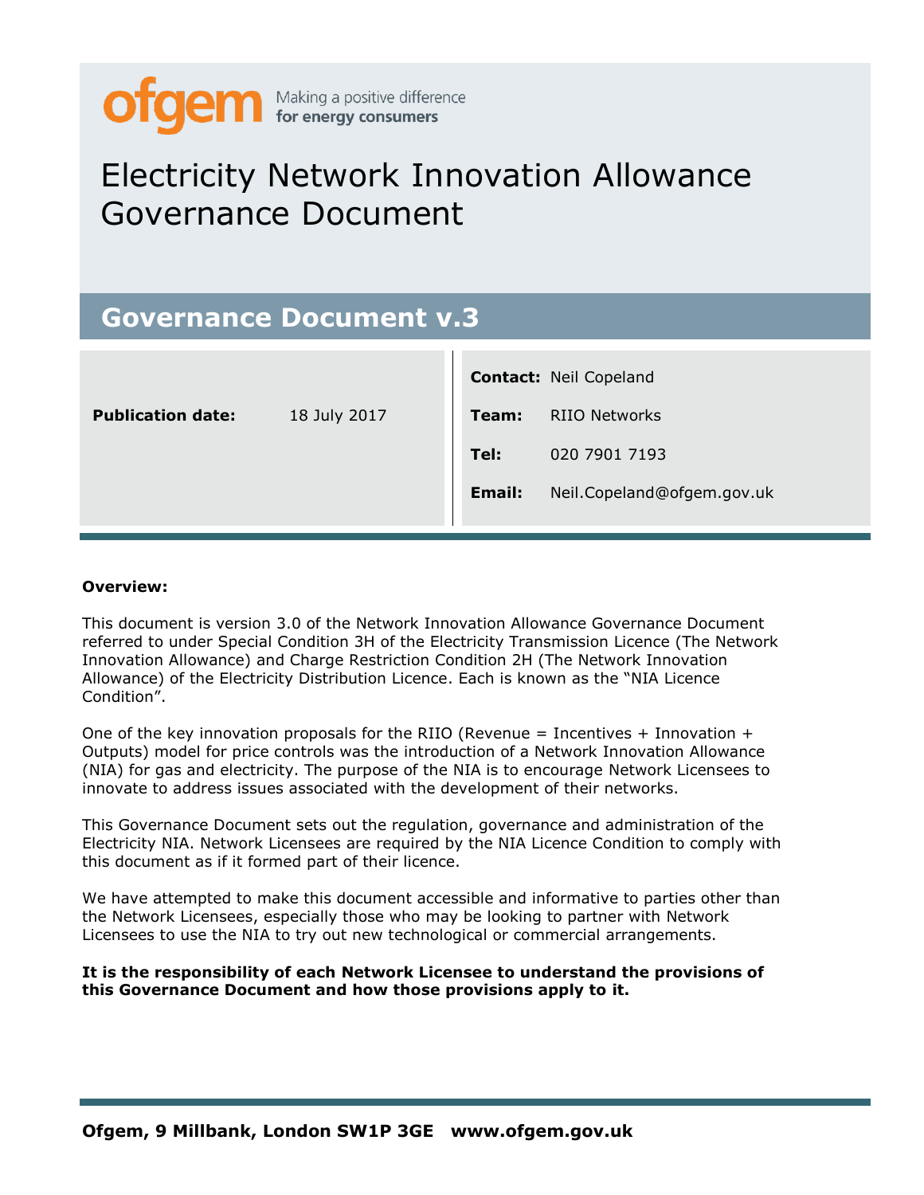ofgem Making a positive difference **for energy consumers**

# Electricity Network Innovation Allowance Governance Document

## Governance Document v.3

| | | | |
|---|---|---|---|
| **Publication date:** | 18 July 2017 | **Contact:** | Neil Copeland |
| | | **Team:** | RIIO Networks |
| | | **Tel:** | 020 7901 7193 |
| | | **Email:** | Neil.Copeland@ofgem.gov.uk |

**Overview:**

This document is version 3.0 of the Network Innovation Allowance Governance Document referred to under Special Condition 3H of the Electricity Transmission Licence (The Network Innovation Allowance) and Charge Restriction Condition 2H (The Network Innovation Allowance) of the Electricity Distribution Licence. Each is known as the "NIA Licence Condition".

One of the key innovation proposals for the RIIO (Revenue = Incentives + Innovation + Outputs) model for price controls was the introduction of a Network Innovation Allowance (NIA) for gas and electricity. The purpose of the NIA is to encourage Network Licensees to innovate to address issues associated with the development of their networks.

This Governance Document sets out the regulation, governance and administration of the Electricity NIA. Network Licensees are required by the NIA Licence Condition to comply with this document as if it formed part of their licence.

We have attempted to make this document accessible and informative to parties other than the Network Licensees, especially those who may be looking to partner with Network Licensees to use the NIA to try out new technological or commercial arrangements.

**It is the responsibility of each Network Licensee to understand the provisions of this Governance Document and how those provisions apply to it.**

**Ofgem, 9 Millbank, London SW1P 3GE www.ofgem.gov.uk**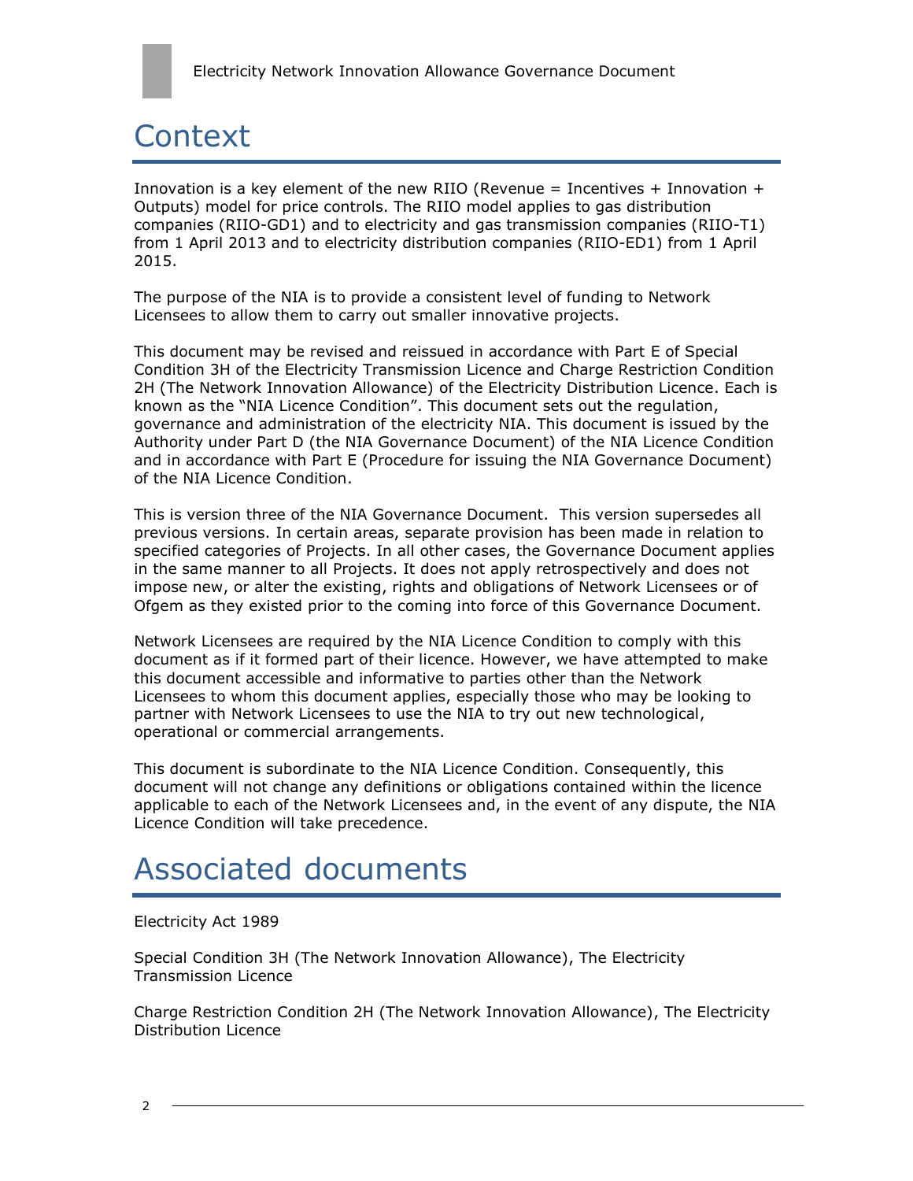# Context

Innovation is a key element of the new RIIO (Revenue = Incentives + Innovation + Outputs) model for price controls. The RIIO model applies to gas distribution companies (RIIO-GD1) and to electricity and gas transmission companies (RIIO-T1) from 1 April 2013 and to electricity distribution companies (RIIO-ED1) from 1 April 2015.

The purpose of the NIA is to provide a consistent level of funding to Network Licensees to allow them to carry out smaller innovative projects.

This document may be revised and reissued in accordance with Part E of Special Condition 3H of the Electricity Transmission Licence and Charge Restriction Condition 2H (The Network Innovation Allowance) of the Electricity Distribution Licence. Each is known as the "NIA Licence Condition". This document sets out the regulation, governance and administration of the electricity NIA. This document is issued by the Authority under Part D (the NIA Governance Document) of the NIA Licence Condition and in accordance with Part E (Procedure for issuing the NIA Governance Document) of the NIA Licence Condition.

This is version three of the NIA Governance Document. This version supersedes all previous versions. In certain areas, separate provision has been made in relation to specified categories of Projects. In all other cases, the Governance Document applies in the same manner to all Projects. It does not apply retrospectively and does not impose new, or alter the existing, rights and obligations of Network Licensees or of Ofgem as they existed prior to the coming into force of this Governance Document.

Network Licensees are required by the NIA Licence Condition to comply with this document as if it formed part of their licence. However, we have attempted to make this document accessible and informative to parties other than the Network Licensees to whom this document applies, especially those who may be looking to partner with Network Licensees to use the NIA to try out new technological, operational or commercial arrangements.

This document is subordinate to the NIA Licence Condition. Consequently, this document will not change any definitions or obligations contained within the licence applicable to each of the Network Licensees and, in the event of any dispute, the NIA Licence Condition will take precedence.

# Associated documents

Electricity Act 1989

Special Condition 3H (The Network Innovation Allowance), The Electricity Transmission Licence

Charge Restriction Condition 2H (The Network Innovation Allowance), The Electricity Distribution Licence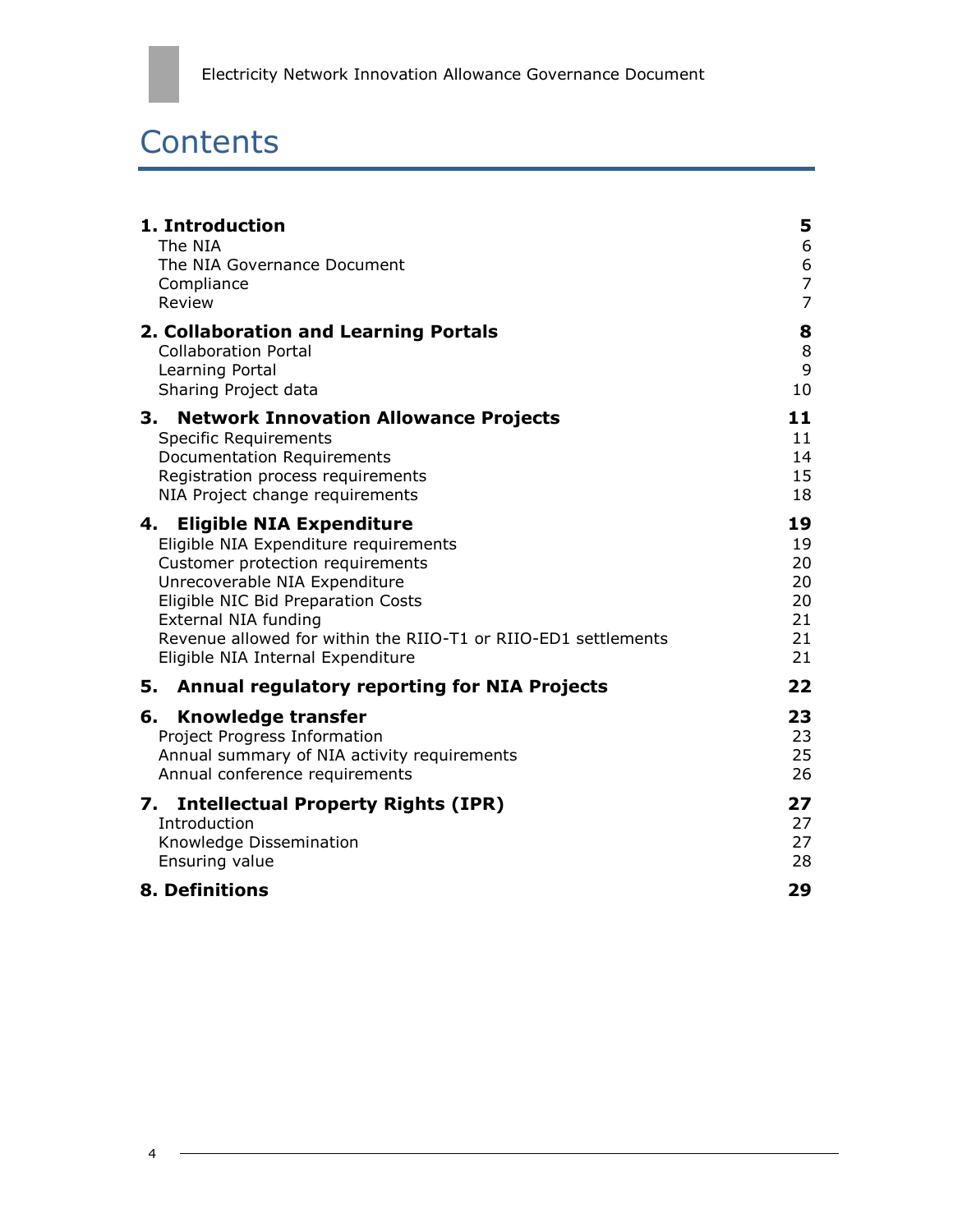# Contents

| | |
|---|---|
| **1. Introduction** | **5** |
| The NIA | 6 |
| The NIA Governance Document | 6 |
| Compliance | 7 |
| Review | 7 |
| **2. Collaboration and Learning Portals** | **8** |
| Collaboration Portal | 8 |
| Learning Portal | 9 |
| Sharing Project data | 10 |
| **3. Network Innovation Allowance Projects** | **11** |
| Specific Requirements | 11 |
| Documentation Requirements | 14 |
| Registration process requirements | 15 |
| NIA Project change requirements | 18 |
| **4. Eligible NIA Expenditure** | **19** |
| Eligible NIA Expenditure requirements | 19 |
| Customer protection requirements | 20 |
| Unrecoverable NIA Expenditure | 20 |
| Eligible NIC Bid Preparation Costs | 20 |
| External NIA funding | 21 |
| Revenue allowed for within the RIIO-T1 or RIIO-ED1 settlements | 21 |
| Eligible NIA Internal Expenditure | 21 |
| **5. Annual regulatory reporting for NIA Projects** | **22** |
| **6. Knowledge transfer** | **23** |
| Project Progress Information | 23 |
| Annual summary of NIA activity requirements | 25 |
| Annual conference requirements | 26 |
| **7. Intellectual Property Rights (IPR)** | **27** |
| Introduction | 27 |
| Knowledge Dissemination | 27 |
| Ensuring value | 28 |
| **8. Definitions** | **29** |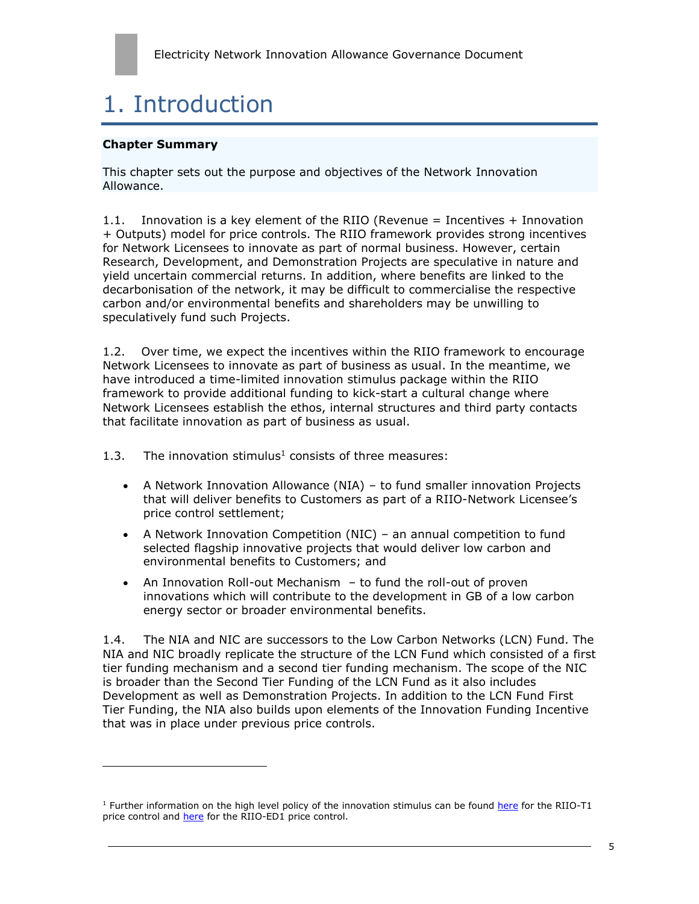# 1. Introduction

**Chapter Summary**

This chapter sets out the purpose and objectives of the Network Innovation Allowance.

1.1. Innovation is a key element of the RIIO (Revenue = Incentives + Innovation + Outputs) model for price controls. The RIIO framework provides strong incentives for Network Licensees to innovate as part of normal business. However, certain Research, Development, and Demonstration Projects are speculative in nature and yield uncertain commercial returns. In addition, where benefits are linked to the decarbonisation of the network, it may be difficult to commercialise the respective carbon and/or environmental benefits and shareholders may be unwilling to speculatively fund such Projects.

1.2. Over time, we expect the incentives within the RIIO framework to encourage Network Licensees to innovate as part of business as usual. In the meantime, we have introduced a time-limited innovation stimulus package within the RIIO framework to provide additional funding to kick-start a cultural change where Network Licensees establish the ethos, internal structures and third party contacts that facilitate innovation as part of business as usual.

1.3. The innovation stimulus[1] consists of three measures:

- A Network Innovation Allowance (NIA) – to fund smaller innovation Projects that will deliver benefits to Customers as part of a RIIO-Network Licensee's price control settlement;
- A Network Innovation Competition (NIC) – an annual competition to fund selected flagship innovative projects that would deliver low carbon and environmental benefits to Customers; and
- An Innovation Roll-out Mechanism – to fund the roll-out of proven innovations which will contribute to the development in GB of a low carbon energy sector or broader environmental benefits.

1.4. The NIA and NIC are successors to the Low Carbon Networks (LCN) Fund. The NIA and NIC broadly replicate the structure of the LCN Fund which consisted of a first tier funding mechanism and a second tier funding mechanism. The scope of the NIC is broader than the Second Tier Funding of the LCN Fund as it also includes Development as well as Demonstration Projects. In addition to the LCN Fund First Tier Funding, the NIA also builds upon elements of the Innovation Funding Incentive that was in place under previous price controls.

---

[1] Further information on the high level policy of the innovation stimulus can be found here for the RIIO-T1 price control and here for the RIIO-ED1 price control.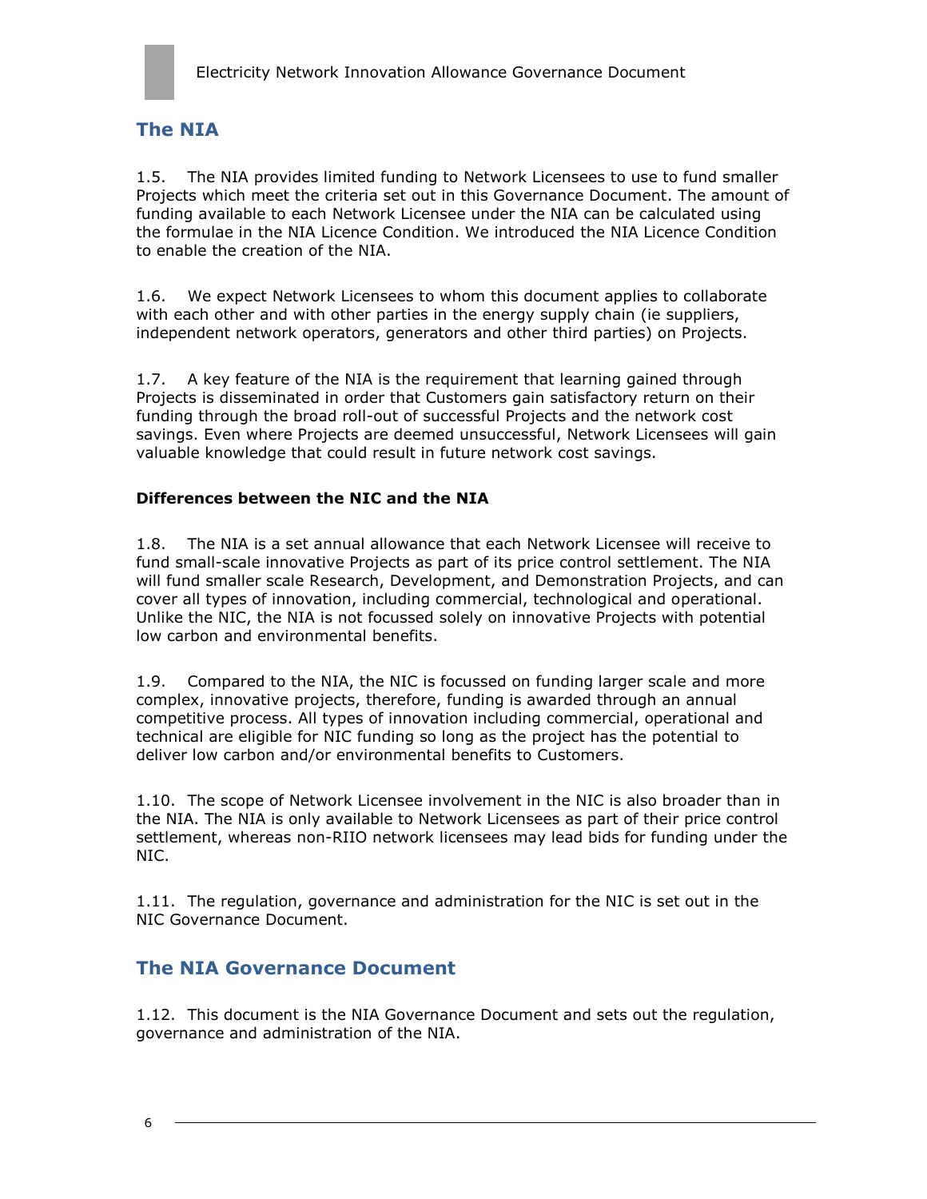## The NIA

1.5. The NIA provides limited funding to Network Licensees to use to fund smaller Projects which meet the criteria set out in this Governance Document. The amount of funding available to each Network Licensee under the NIA can be calculated using the formulae in the NIA Licence Condition. We introduced the NIA Licence Condition to enable the creation of the NIA.

1.6. We expect Network Licensees to whom this document applies to collaborate with each other and with other parties in the energy supply chain (ie suppliers, independent network operators, generators and other third parties) on Projects.

1.7. A key feature of the NIA is the requirement that learning gained through Projects is disseminated in order that Customers gain satisfactory return on their funding through the broad roll-out of successful Projects and the network cost savings. Even where Projects are deemed unsuccessful, Network Licensees will gain valuable knowledge that could result in future network cost savings.

**Differences between the NIC and the NIA**

1.8. The NIA is a set annual allowance that each Network Licensee will receive to fund small-scale innovative Projects as part of its price control settlement. The NIA will fund smaller scale Research, Development, and Demonstration Projects, and can cover all types of innovation, including commercial, technological and operational. Unlike the NIC, the NIA is not focussed solely on innovative Projects with potential low carbon and environmental benefits.

1.9. Compared to the NIA, the NIC is focussed on funding larger scale and more complex, innovative projects, therefore, funding is awarded through an annual competitive process. All types of innovation including commercial, operational and technical are eligible for NIC funding so long as the project has the potential to deliver low carbon and/or environmental benefits to Customers.

1.10. The scope of Network Licensee involvement in the NIC is also broader than in the NIA. The NIA is only available to Network Licensees as part of their price control settlement, whereas non-RIIO network licensees may lead bids for funding under the NIC.

1.11. The regulation, governance and administration for the NIC is set out in the NIC Governance Document.

## The NIA Governance Document

1.12. This document is the NIA Governance Document and sets out the regulation, governance and administration of the NIA.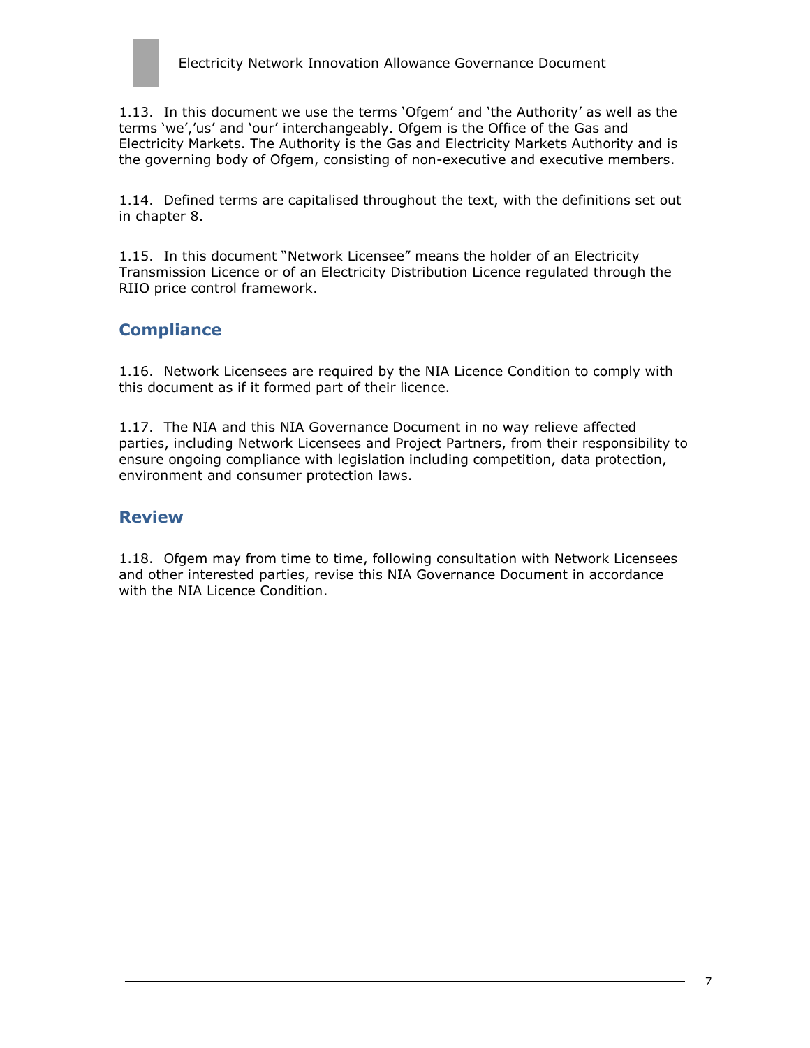1.13. In this document we use the terms 'Ofgem' and 'the Authority' as well as the terms 'we','us' and 'our' interchangeably. Ofgem is the Office of the Gas and Electricity Markets. The Authority is the Gas and Electricity Markets Authority and is the governing body of Ofgem, consisting of non-executive and executive members.

1.14. Defined terms are capitalised throughout the text, with the definitions set out in chapter 8.

1.15. In this document "Network Licensee" means the holder of an Electricity Transmission Licence or of an Electricity Distribution Licence regulated through the RIIO price control framework.

## Compliance

1.16. Network Licensees are required by the NIA Licence Condition to comply with this document as if it formed part of their licence.

1.17. The NIA and this NIA Governance Document in no way relieve affected parties, including Network Licensees and Project Partners, from their responsibility to ensure ongoing compliance with legislation including competition, data protection, environment and consumer protection laws.

## Review

1.18. Ofgem may from time to time, following consultation with Network Licensees and other interested parties, revise this NIA Governance Document in accordance with the NIA Licence Condition.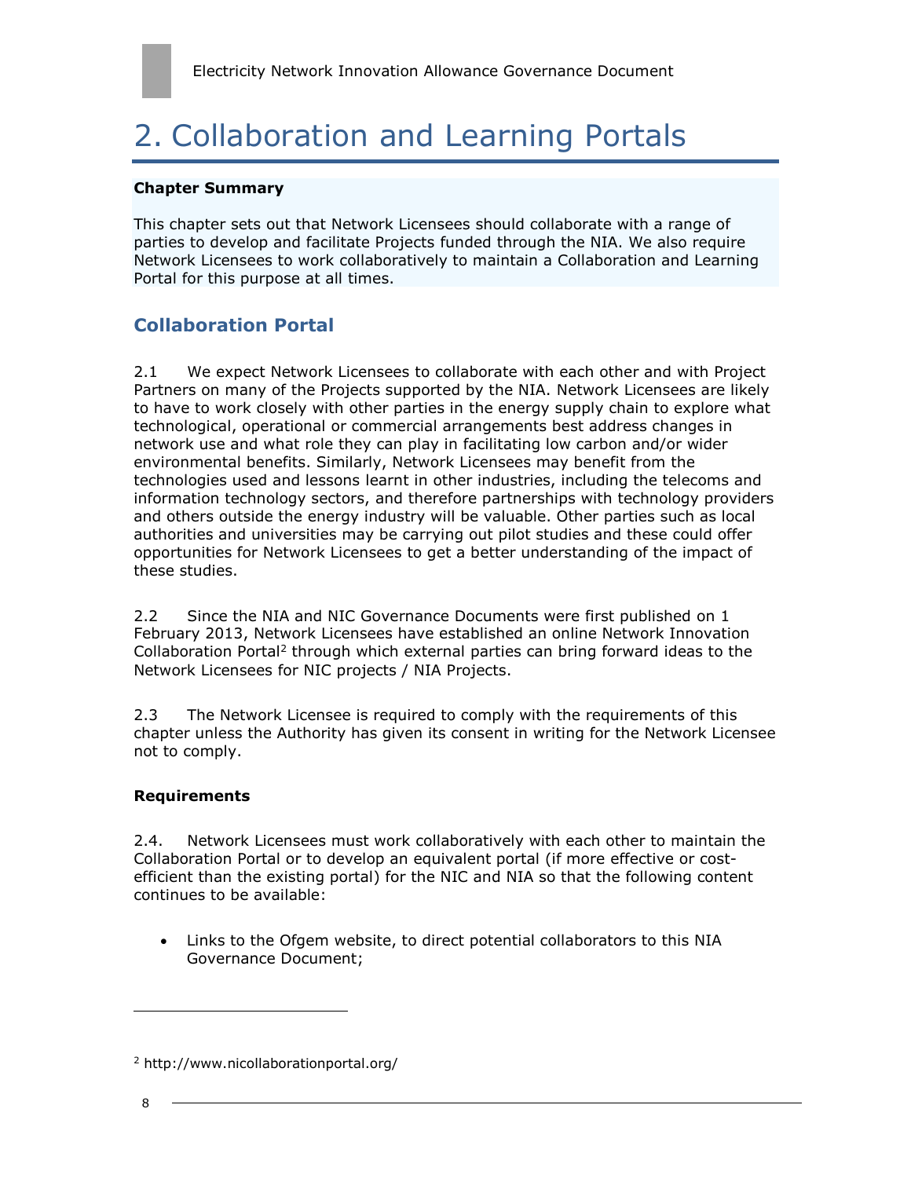# 2. Collaboration and Learning Portals

**Chapter Summary**

This chapter sets out that Network Licensees should collaborate with a range of parties to develop and facilitate Projects funded through the NIA. We also require Network Licensees to work collaboratively to maintain a Collaboration and Learning Portal for this purpose at all times.

## Collaboration Portal

2.1 We expect Network Licensees to collaborate with each other and with Project Partners on many of the Projects supported by the NIA. Network Licensees are likely to have to work closely with other parties in the energy supply chain to explore what technological, operational or commercial arrangements best address changes in network use and what role they can play in facilitating low carbon and/or wider environmental benefits. Similarly, Network Licensees may benefit from the technologies used and lessons learnt in other industries, including the telecoms and information technology sectors, and therefore partnerships with technology providers and others outside the energy industry will be valuable. Other parties such as local authorities and universities may be carrying out pilot studies and these could offer opportunities for Network Licensees to get a better understanding of the impact of these studies.

2.2 Since the NIA and NIC Governance Documents were first published on 1 February 2013, Network Licensees have established an online Network Innovation Collaboration Portal[2] through which external parties can bring forward ideas to the Network Licensees for NIC projects / NIA Projects.

2.3 The Network Licensee is required to comply with the requirements of this chapter unless the Authority has given its consent in writing for the Network Licensee not to comply.

**Requirements**

2.4. Network Licensees must work collaboratively with each other to maintain the Collaboration Portal or to develop an equivalent portal (if more effective or cost-efficient than the existing portal) for the NIC and NIA so that the following content continues to be available:

- Links to the Ofgem website, to direct potential collaborators to this NIA Governance Document;

[2] http://www.nicollaborationportal.org/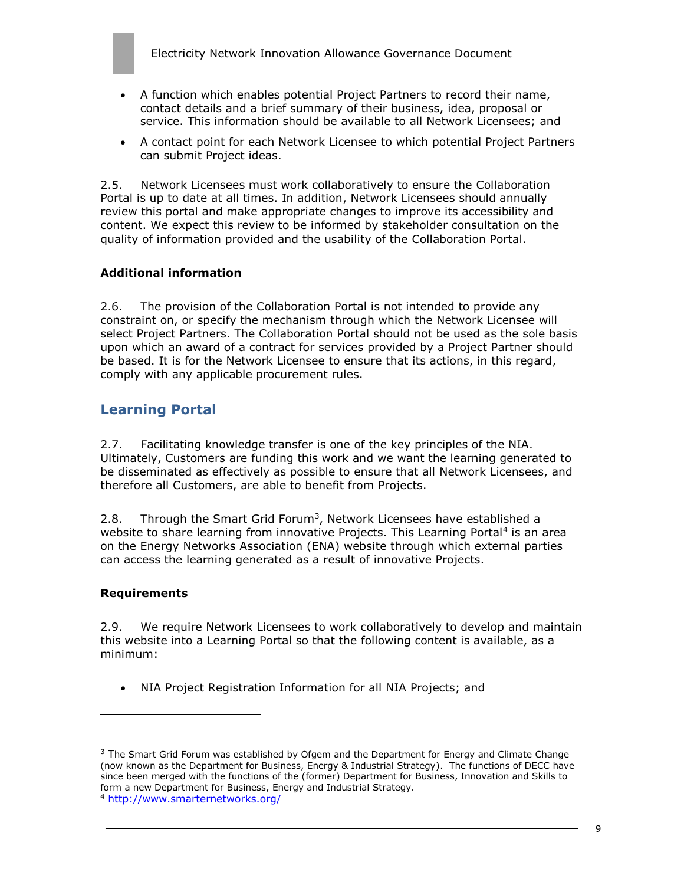- A function which enables potential Project Partners to record their name, contact details and a brief summary of their business, idea, proposal or service. This information should be available to all Network Licensees; and
- A contact point for each Network Licensee to which potential Project Partners can submit Project ideas.

2.5. Network Licensees must work collaboratively to ensure the Collaboration Portal is up to date at all times. In addition, Network Licensees should annually review this portal and make appropriate changes to improve its accessibility and content. We expect this review to be informed by stakeholder consultation on the quality of information provided and the usability of the Collaboration Portal.

**Additional information**

2.6. The provision of the Collaboration Portal is not intended to provide any constraint on, or specify the mechanism through which the Network Licensee will select Project Partners. The Collaboration Portal should not be used as the sole basis upon which an award of a contract for services provided by a Project Partner should be based. It is for the Network Licensee to ensure that its actions, in this regard, comply with any applicable procurement rules.

## Learning Portal

2.7. Facilitating knowledge transfer is one of the key principles of the NIA. Ultimately, Customers are funding this work and we want the learning generated to be disseminated as effectively as possible to ensure that all Network Licensees, and therefore all Customers, are able to benefit from Projects.

2.8. Through the Smart Grid Forum[3], Network Licensees have established a website to share learning from innovative Projects. This Learning Portal[4] is an area on the Energy Networks Association (ENA) website through which external parties can access the learning generated as a result of innovative Projects.

**Requirements**

2.9. We require Network Licensees to work collaboratively to develop and maintain this website into a Learning Portal so that the following content is available, as a minimum:

- NIA Project Registration Information for all NIA Projects; and

---

[3] The Smart Grid Forum was established by Ofgem and the Department for Energy and Climate Change (now known as the Department for Business, Energy & Industrial Strategy). The functions of DECC have since been merged with the functions of the (former) Department for Business, Innovation and Skills to form a new Department for Business, Energy and Industrial Strategy.

[4] http://www.smarternetworks.org/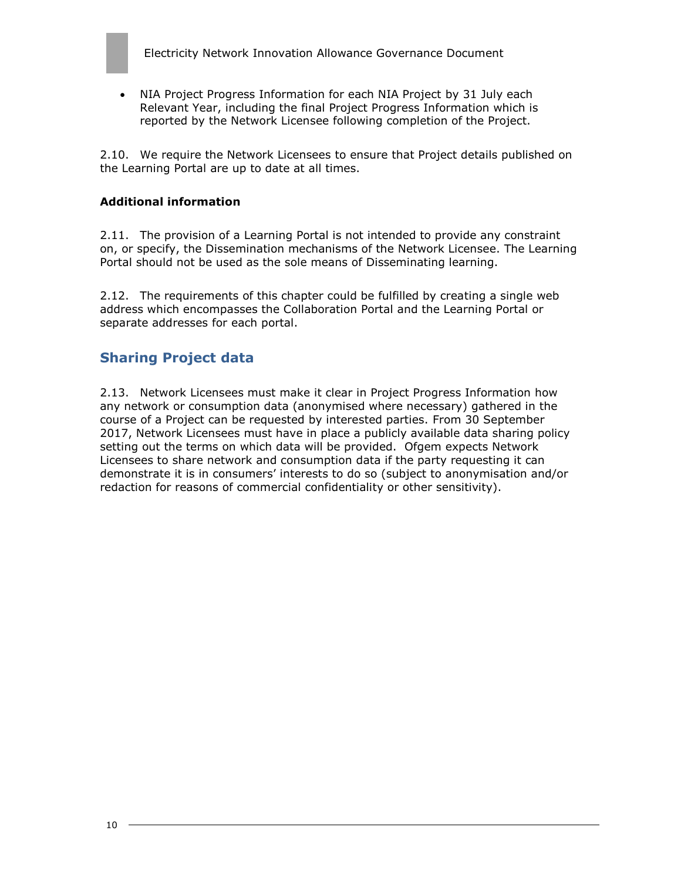- NIA Project Progress Information for each NIA Project by 31 July each Relevant Year, including the final Project Progress Information which is reported by the Network Licensee following completion of the Project.

2.10. We require the Network Licensees to ensure that Project details published on the Learning Portal are up to date at all times.

**Additional information**

2.11. The provision of a Learning Portal is not intended to provide any constraint on, or specify, the Dissemination mechanisms of the Network Licensee. The Learning Portal should not be used as the sole means of Disseminating learning.

2.12. The requirements of this chapter could be fulfilled by creating a single web address which encompasses the Collaboration Portal and the Learning Portal or separate addresses for each portal.

## Sharing Project data

2.13. Network Licensees must make it clear in Project Progress Information how any network or consumption data (anonymised where necessary) gathered in the course of a Project can be requested by interested parties. From 30 September 2017, Network Licensees must have in place a publicly available data sharing policy setting out the terms on which data will be provided. Ofgem expects Network Licensees to share network and consumption data if the party requesting it can demonstrate it is in consumers' interests to do so (subject to anonymisation and/or redaction for reasons of commercial confidentiality or other sensitivity).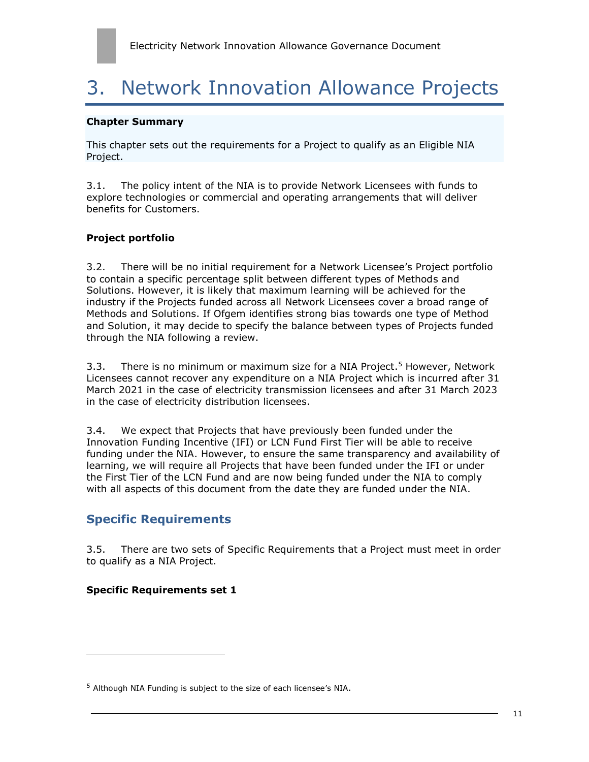# 3. Network Innovation Allowance Projects

**Chapter Summary**

This chapter sets out the requirements for a Project to qualify as an Eligible NIA Project.

3.1. The policy intent of the NIA is to provide Network Licensees with funds to explore technologies or commercial and operating arrangements that will deliver benefits for Customers.

**Project portfolio**

3.2. There will be no initial requirement for a Network Licensee's Project portfolio to contain a specific percentage split between different types of Methods and Solutions. However, it is likely that maximum learning will be achieved for the industry if the Projects funded across all Network Licensees cover a broad range of Methods and Solutions. If Ofgem identifies strong bias towards one type of Method and Solution, it may decide to specify the balance between types of Projects funded through the NIA following a review.

3.3. There is no minimum or maximum size for a NIA Project.[5] However, Network Licensees cannot recover any expenditure on a NIA Project which is incurred after 31 March 2021 in the case of electricity transmission licensees and after 31 March 2023 in the case of electricity distribution licensees.

3.4. We expect that Projects that have previously been funded under the Innovation Funding Incentive (IFI) or LCN Fund First Tier will be able to receive funding under the NIA. However, to ensure the same transparency and availability of learning, we will require all Projects that have been funded under the IFI or under the First Tier of the LCN Fund and are now being funded under the NIA to comply with all aspects of this document from the date they are funded under the NIA.

## Specific Requirements

3.5. There are two sets of Specific Requirements that a Project must meet in order to qualify as a NIA Project.

**Specific Requirements set 1**

[5] Although NIA Funding is subject to the size of each licensee's NIA.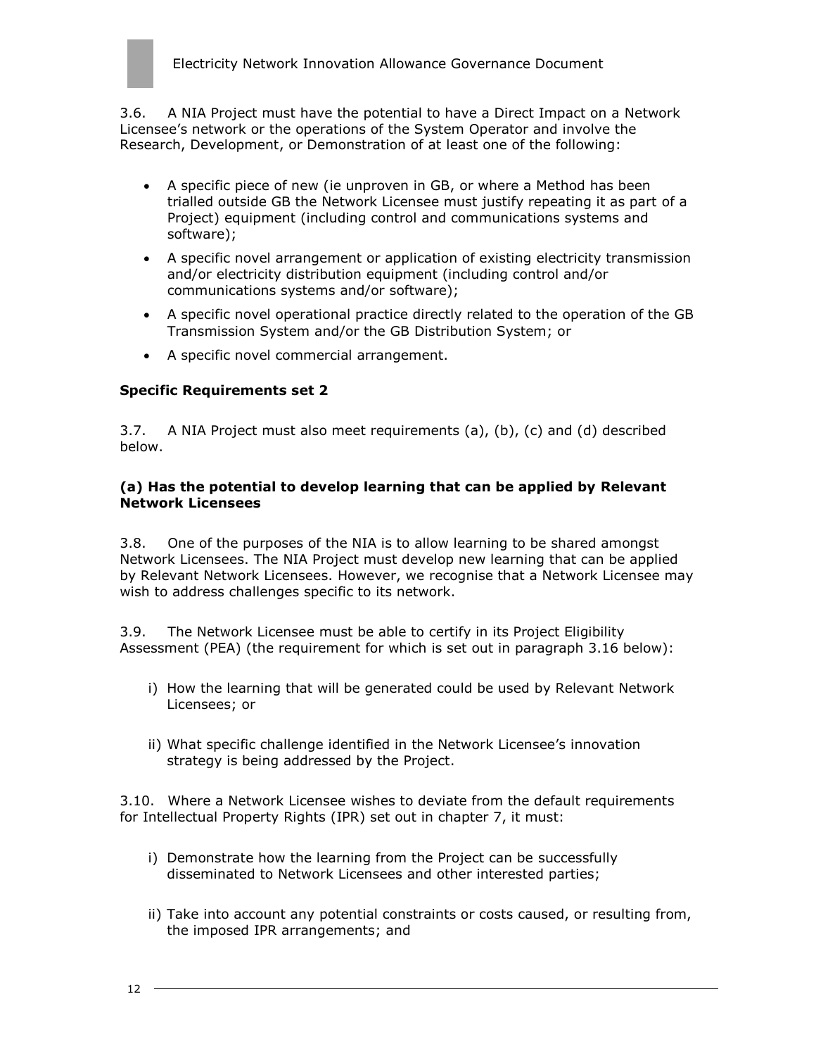3.6. A NIA Project must have the potential to have a Direct Impact on a Network Licensee's network or the operations of the System Operator and involve the Research, Development, or Demonstration of at least one of the following:

- A specific piece of new (ie unproven in GB, or where a Method has been trialled outside GB the Network Licensee must justify repeating it as part of a Project) equipment (including control and communications systems and software);
- A specific novel arrangement or application of existing electricity transmission and/or electricity distribution equipment (including control and/or communications systems and/or software);
- A specific novel operational practice directly related to the operation of the GB Transmission System and/or the GB Distribution System; or
- A specific novel commercial arrangement.

**Specific Requirements set 2**

3.7. A NIA Project must also meet requirements (a), (b), (c) and (d) described below.

**(a) Has the potential to develop learning that can be applied by Relevant Network Licensees**

3.8. One of the purposes of the NIA is to allow learning to be shared amongst Network Licensees. The NIA Project must develop new learning that can be applied by Relevant Network Licensees. However, we recognise that a Network Licensee may wish to address challenges specific to its network.

3.9. The Network Licensee must be able to certify in its Project Eligibility Assessment (PEA) (the requirement for which is set out in paragraph 3.16 below):

i) How the learning that will be generated could be used by Relevant Network Licensees; or

ii) What specific challenge identified in the Network Licensee's innovation strategy is being addressed by the Project.

3.10. Where a Network Licensee wishes to deviate from the default requirements for Intellectual Property Rights (IPR) set out in chapter 7, it must:

i) Demonstrate how the learning from the Project can be successfully disseminated to Network Licensees and other interested parties;

ii) Take into account any potential constraints or costs caused, or resulting from, the imposed IPR arrangements; and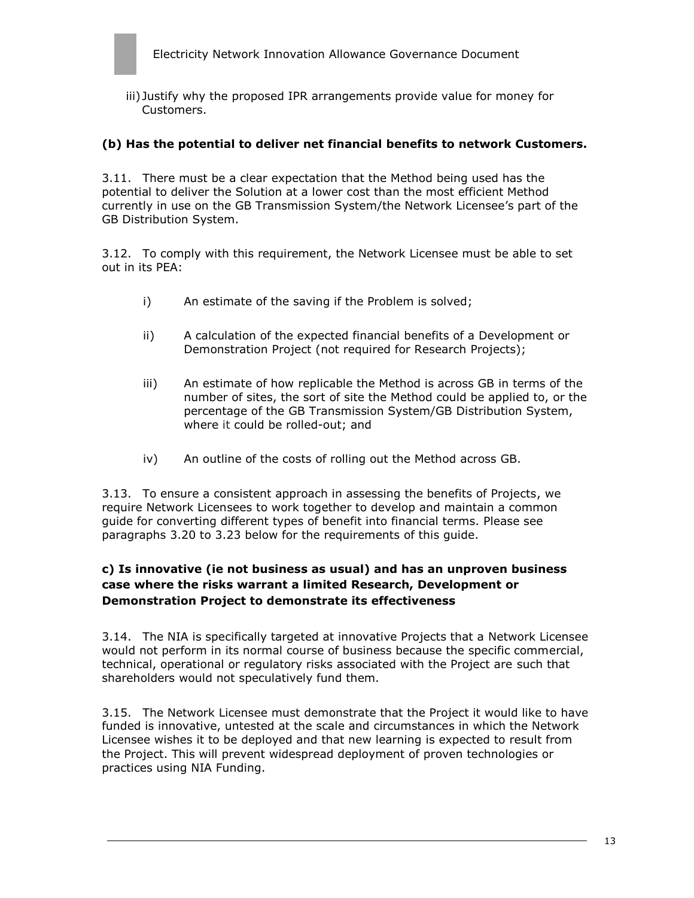iii) Justify why the proposed IPR arrangements provide value for money for Customers.

### (b) Has the potential to deliver net financial benefits to network Customers.

3.11. There must be a clear expectation that the Method being used has the potential to deliver the Solution at a lower cost than the most efficient Method currently in use on the GB Transmission System/the Network Licensee's part of the GB Distribution System.

3.12. To comply with this requirement, the Network Licensee must be able to set out in its PEA:

i) An estimate of the saving if the Problem is solved;

ii) A calculation of the expected financial benefits of a Development or Demonstration Project (not required for Research Projects);

iii) An estimate of how replicable the Method is across GB in terms of the number of sites, the sort of site the Method could be applied to, or the percentage of the GB Transmission System/GB Distribution System, where it could be rolled-out; and

iv) An outline of the costs of rolling out the Method across GB.

3.13. To ensure a consistent approach in assessing the benefits of Projects, we require Network Licensees to work together to develop and maintain a common guide for converting different types of benefit into financial terms. Please see paragraphs 3.20 to 3.23 below for the requirements of this guide.

### c) Is innovative (ie not business as usual) and has an unproven business case where the risks warrant a limited Research, Development or Demonstration Project to demonstrate its effectiveness

3.14. The NIA is specifically targeted at innovative Projects that a Network Licensee would not perform in its normal course of business because the specific commercial, technical, operational or regulatory risks associated with the Project are such that shareholders would not speculatively fund them.

3.15. The Network Licensee must demonstrate that the Project it would like to have funded is innovative, untested at the scale and circumstances in which the Network Licensee wishes it to be deployed and that new learning is expected to result from the Project. This will prevent widespread deployment of proven technologies or practices using NIA Funding.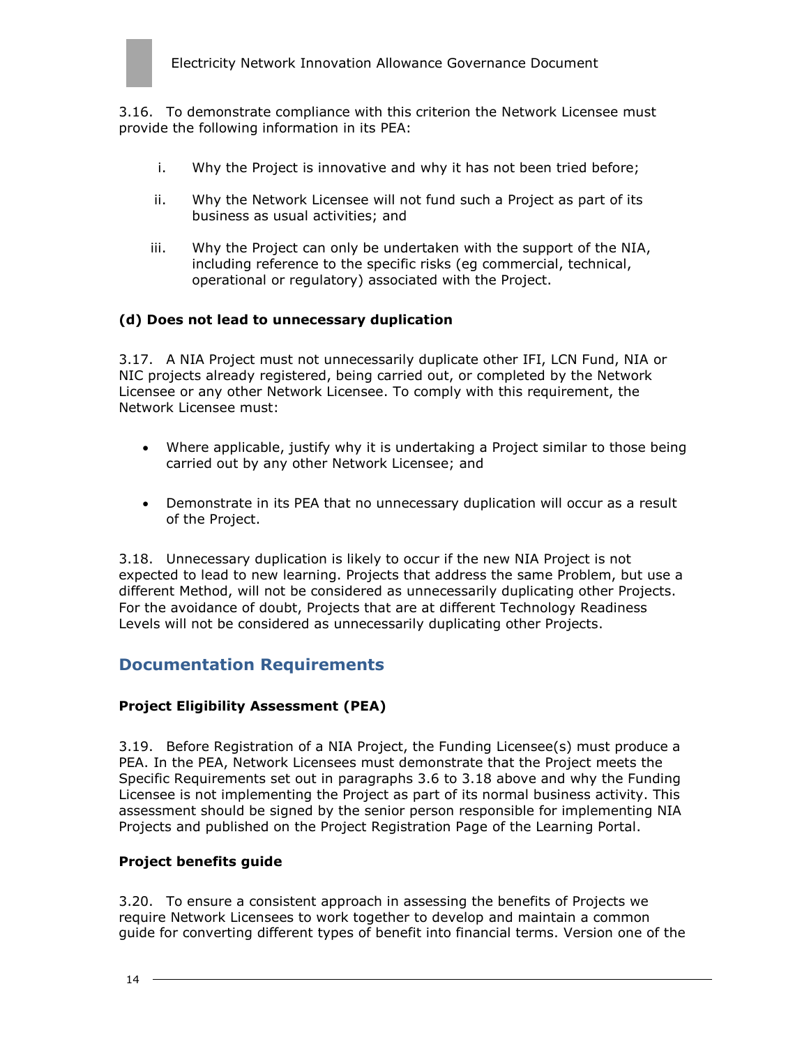3.16. To demonstrate compliance with this criterion the Network Licensee must provide the following information in its PEA:

i. Why the Project is innovative and why it has not been tried before;

ii. Why the Network Licensee will not fund such a Project as part of its business as usual activities; and

iii. Why the Project can only be undertaken with the support of the NIA, including reference to the specific risks (eg commercial, technical, operational or regulatory) associated with the Project.

**(d) Does not lead to unnecessary duplication**

3.17. A NIA Project must not unnecessarily duplicate other IFI, LCN Fund, NIA or NIC projects already registered, being carried out, or completed by the Network Licensee or any other Network Licensee. To comply with this requirement, the Network Licensee must:

- Where applicable, justify why it is undertaking a Project similar to those being carried out by any other Network Licensee; and
- Demonstrate in its PEA that no unnecessary duplication will occur as a result of the Project.

3.18. Unnecessary duplication is likely to occur if the new NIA Project is not expected to lead to new learning. Projects that address the same Problem, but use a different Method, will not be considered as unnecessarily duplicating other Projects. For the avoidance of doubt, Projects that are at different Technology Readiness Levels will not be considered as unnecessarily duplicating other Projects.

## Documentation Requirements

**Project Eligibility Assessment (PEA)**

3.19. Before Registration of a NIA Project, the Funding Licensee(s) must produce a PEA. In the PEA, Network Licensees must demonstrate that the Project meets the Specific Requirements set out in paragraphs 3.6 to 3.18 above and why the Funding Licensee is not implementing the Project as part of its normal business activity. This assessment should be signed by the senior person responsible for implementing NIA Projects and published on the Project Registration Page of the Learning Portal.

**Project benefits guide**

3.20. To ensure a consistent approach in assessing the benefits of Projects we require Network Licensees to work together to develop and maintain a common guide for converting different types of benefit into financial terms. Version one of the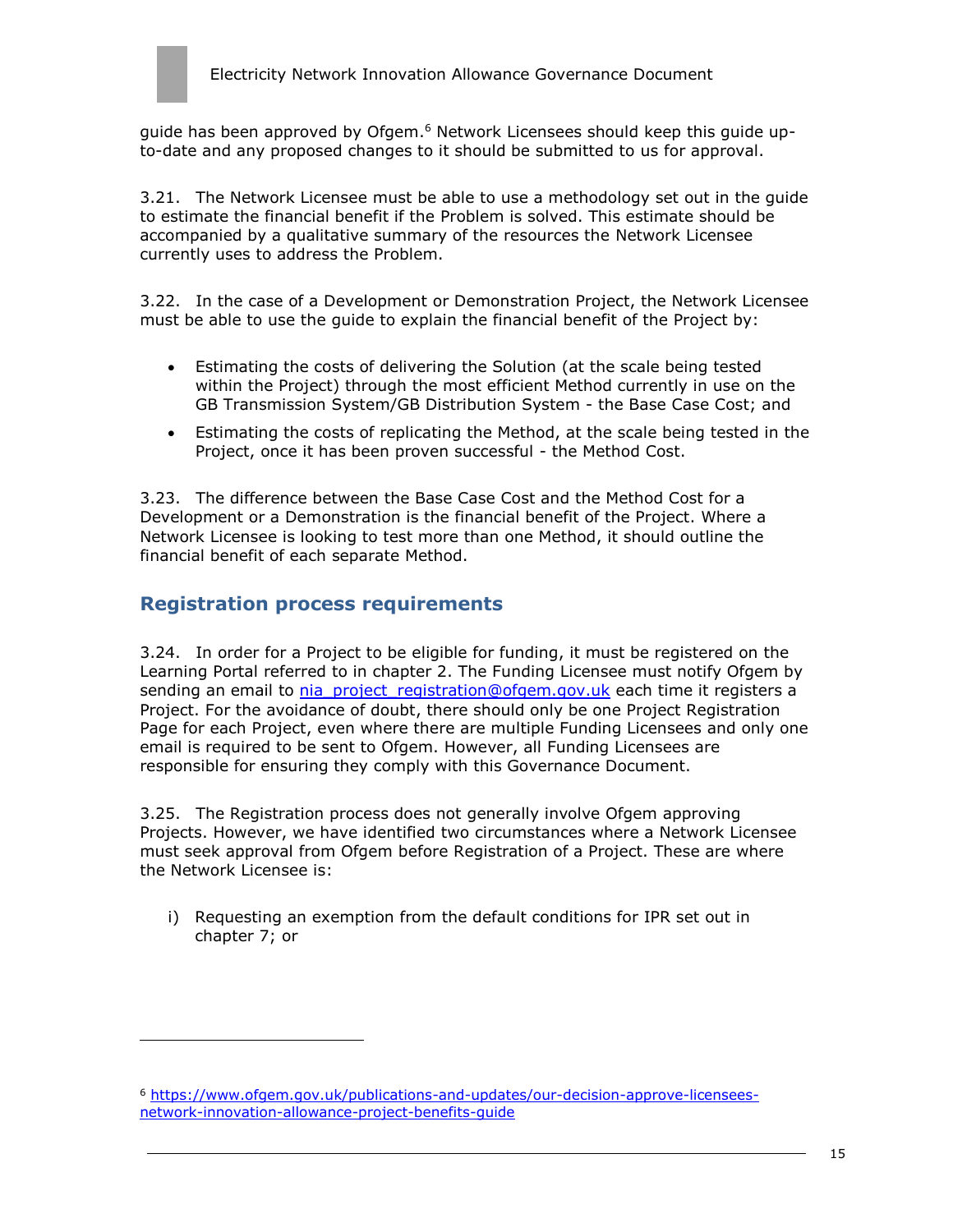guide has been approved by Ofgem.[6] Network Licensees should keep this guide up-to-date and any proposed changes to it should be submitted to us for approval.

3.21. The Network Licensee must be able to use a methodology set out in the guide to estimate the financial benefit if the Problem is solved. This estimate should be accompanied by a qualitative summary of the resources the Network Licensee currently uses to address the Problem.

3.22. In the case of a Development or Demonstration Project, the Network Licensee must be able to use the guide to explain the financial benefit of the Project by:

- Estimating the costs of delivering the Solution (at the scale being tested within the Project) through the most efficient Method currently in use on the GB Transmission System/GB Distribution System - the Base Case Cost; and
- Estimating the costs of replicating the Method, at the scale being tested in the Project, once it has been proven successful - the Method Cost.

3.23. The difference between the Base Case Cost and the Method Cost for a Development or a Demonstration is the financial benefit of the Project. Where a Network Licensee is looking to test more than one Method, it should outline the financial benefit of each separate Method.

## Registration process requirements

3.24. In order for a Project to be eligible for funding, it must be registered on the Learning Portal referred to in chapter 2. The Funding Licensee must notify Ofgem by sending an email to nia_project_registration@ofgem.gov.uk each time it registers a Project. For the avoidance of doubt, there should only be one Project Registration Page for each Project, even where there are multiple Funding Licensees and only one email is required to be sent to Ofgem. However, all Funding Licensees are responsible for ensuring they comply with this Governance Document.

3.25. The Registration process does not generally involve Ofgem approving Projects. However, we have identified two circumstances where a Network Licensee must seek approval from Ofgem before Registration of a Project. These are where the Network Licensee is:

i) Requesting an exemption from the default conditions for IPR set out in chapter 7; or

---

[6] https://www.ofgem.gov.uk/publications-and-updates/our-decision-approve-licensees-network-innovation-allowance-project-benefits-guide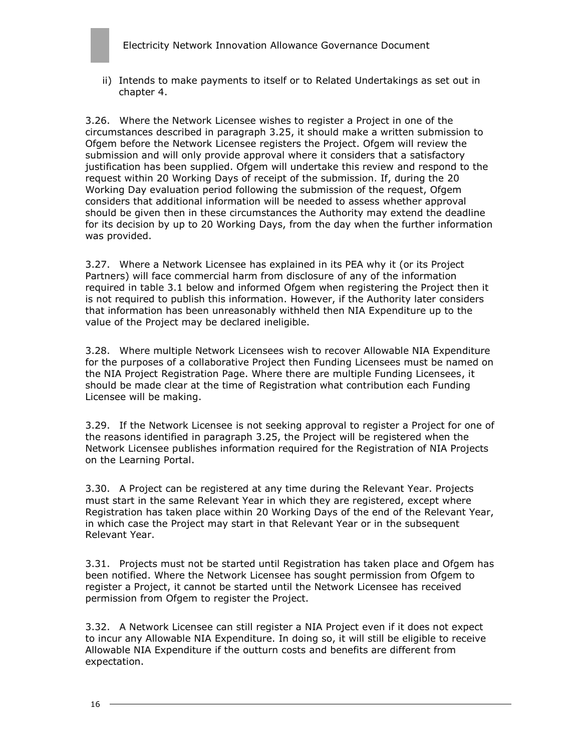ii) Intends to make payments to itself or to Related Undertakings as set out in chapter 4.

3.26. Where the Network Licensee wishes to register a Project in one of the circumstances described in paragraph 3.25, it should make a written submission to Ofgem before the Network Licensee registers the Project. Ofgem will review the submission and will only provide approval where it considers that a satisfactory justification has been supplied. Ofgem will undertake this review and respond to the request within 20 Working Days of receipt of the submission. If, during the 20 Working Day evaluation period following the submission of the request, Ofgem considers that additional information will be needed to assess whether approval should be given then in these circumstances the Authority may extend the deadline for its decision by up to 20 Working Days, from the day when the further information was provided.

3.27. Where a Network Licensee has explained in its PEA why it (or its Project Partners) will face commercial harm from disclosure of any of the information required in table 3.1 below and informed Ofgem when registering the Project then it is not required to publish this information. However, if the Authority later considers that information has been unreasonably withheld then NIA Expenditure up to the value of the Project may be declared ineligible.

3.28. Where multiple Network Licensees wish to recover Allowable NIA Expenditure for the purposes of a collaborative Project then Funding Licensees must be named on the NIA Project Registration Page. Where there are multiple Funding Licensees, it should be made clear at the time of Registration what contribution each Funding Licensee will be making.

3.29. If the Network Licensee is not seeking approval to register a Project for one of the reasons identified in paragraph 3.25, the Project will be registered when the Network Licensee publishes information required for the Registration of NIA Projects on the Learning Portal.

3.30. A Project can be registered at any time during the Relevant Year. Projects must start in the same Relevant Year in which they are registered, except where Registration has taken place within 20 Working Days of the end of the Relevant Year, in which case the Project may start in that Relevant Year or in the subsequent Relevant Year.

3.31. Projects must not be started until Registration has taken place and Ofgem has been notified. Where the Network Licensee has sought permission from Ofgem to register a Project, it cannot be started until the Network Licensee has received permission from Ofgem to register the Project.

3.32. A Network Licensee can still register a NIA Project even if it does not expect to incur any Allowable NIA Expenditure. In doing so, it will still be eligible to receive Allowable NIA Expenditure if the outturn costs and benefits are different from expectation.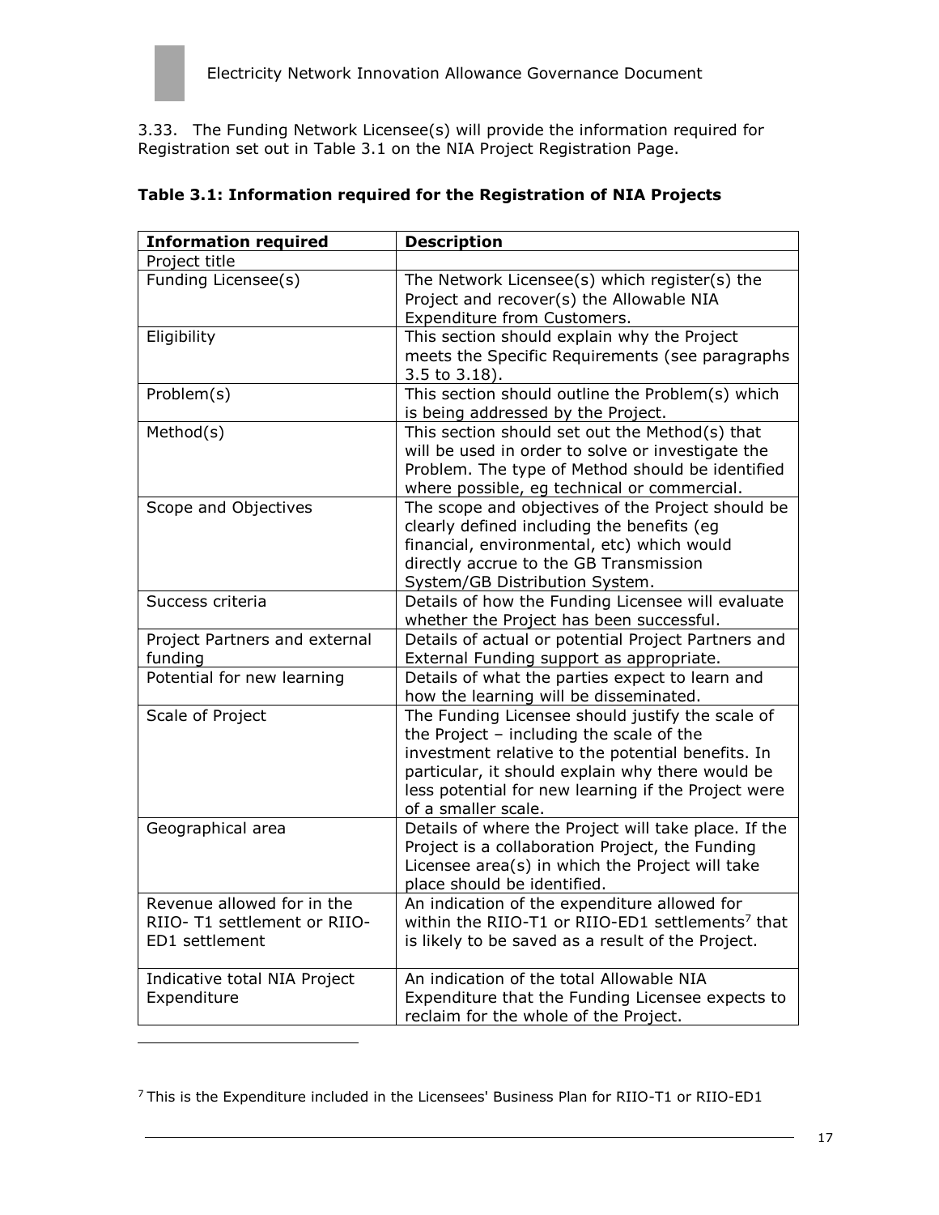3.33. The Funding Network Licensee(s) will provide the information required for Registration set out in Table 3.1 on the NIA Project Registration Page.

**Table 3.1: Information required for the Registration of NIA Projects**

| Information required | Description |
|---|---|
| Project title | |
| Funding Licensee(s) | The Network Licensee(s) which register(s) the Project and recover(s) the Allowable NIA Expenditure from Customers. |
| Eligibility | This section should explain why the Project meets the Specific Requirements (see paragraphs 3.5 to 3.18). |
| Problem(s) | This section should outline the Problem(s) which is being addressed by the Project. |
| Method(s) | This section should set out the Method(s) that will be used in order to solve or investigate the Problem. The type of Method should be identified where possible, eg technical or commercial. |
| Scope and Objectives | The scope and objectives of the Project should be clearly defined including the benefits (eg financial, environmental, etc) which would directly accrue to the GB Transmission System/GB Distribution System. |
| Success criteria | Details of how the Funding Licensee will evaluate whether the Project has been successful. |
| Project Partners and external funding | Details of actual or potential Project Partners and External Funding support as appropriate. |
| Potential for new learning | Details of what the parties expect to learn and how the learning will be disseminated. |
| Scale of Project | The Funding Licensee should justify the scale of the Project – including the scale of the investment relative to the potential benefits. In particular, it should explain why there would be less potential for new learning if the Project were of a smaller scale. |
| Geographical area | Details of where the Project will take place. If the Project is a collaboration Project, the Funding Licensee area(s) in which the Project will take place should be identified. |
| Revenue allowed for in the RIIO- T1 settlement or RIIO-ED1 settlement | An indication of the expenditure allowed for within the RIIO-T1 or RIIO-ED1 settlements[7] that is likely to be saved as a result of the Project. |
| Indicative total NIA Project Expenditure | An indication of the total Allowable NIA Expenditure that the Funding Licensee expects to reclaim for the whole of the Project. |

[7] This is the Expenditure included in the Licensees' Business Plan for RIIO-T1 or RIIO-ED1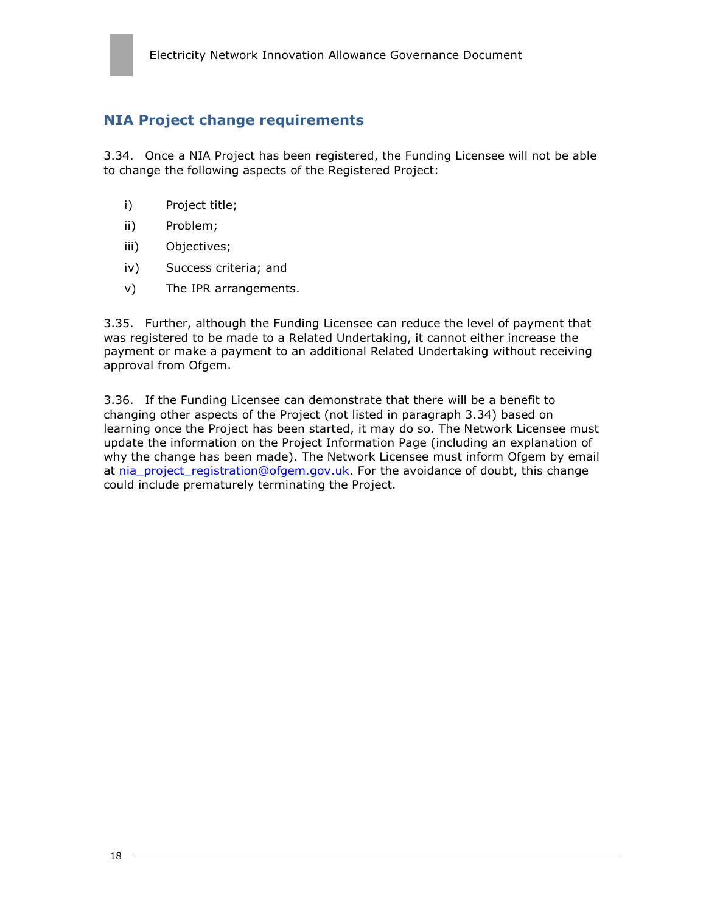## NIA Project change requirements

3.34. Once a NIA Project has been registered, the Funding Licensee will not be able to change the following aspects of the Registered Project:

- i) Project title;
- ii) Problem;
- iii) Objectives;
- iv) Success criteria; and
- v) The IPR arrangements.

3.35. Further, although the Funding Licensee can reduce the level of payment that was registered to be made to a Related Undertaking, it cannot either increase the payment or make a payment to an additional Related Undertaking without receiving approval from Ofgem.

3.36. If the Funding Licensee can demonstrate that there will be a benefit to changing other aspects of the Project (not listed in paragraph 3.34) based on learning once the Project has been started, it may do so. The Network Licensee must update the information on the Project Information Page (including an explanation of why the change has been made). The Network Licensee must inform Ofgem by email at nia_project_registration@ofgem.gov.uk. For the avoidance of doubt, this change could include prematurely terminating the Project.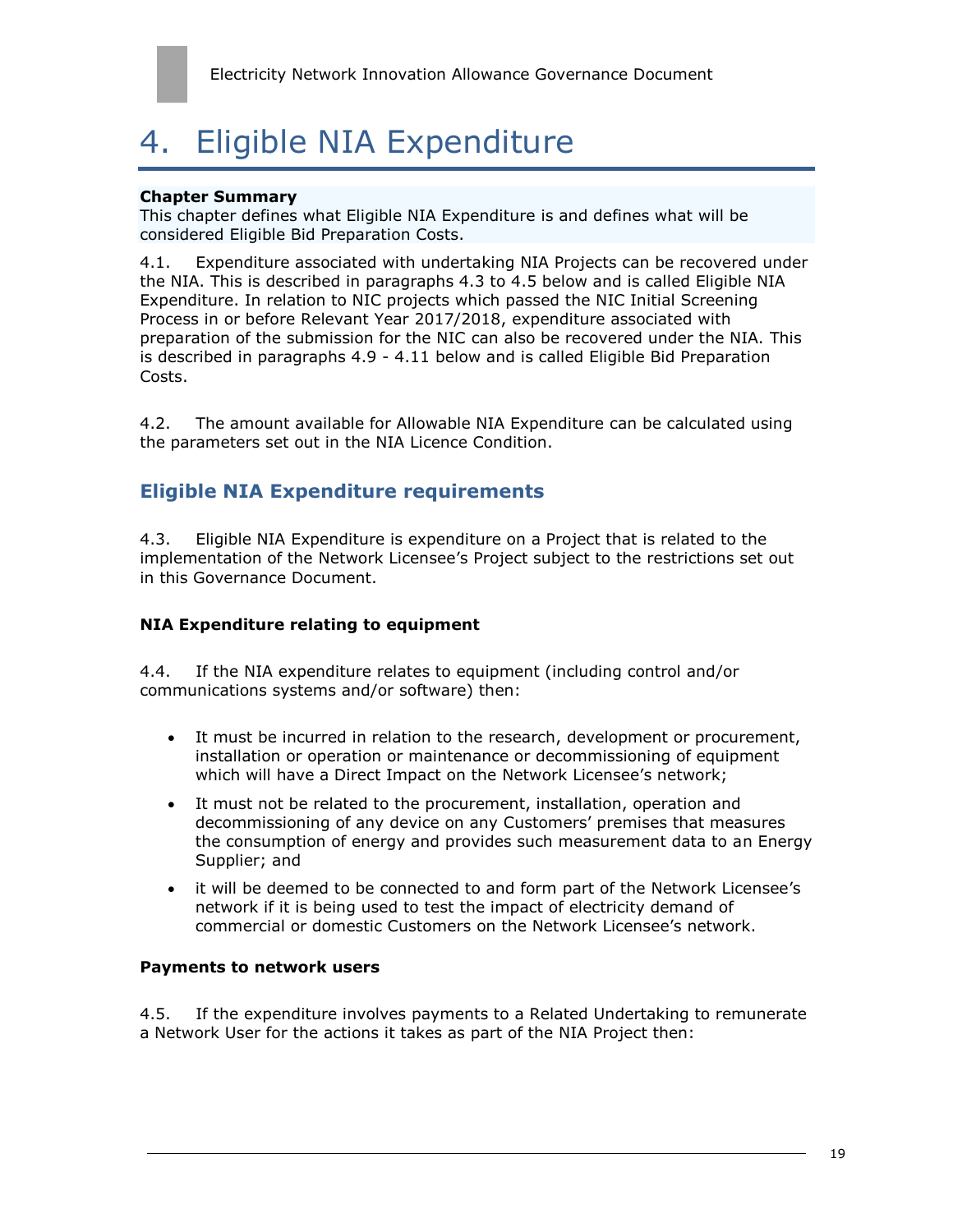# 4. Eligible NIA Expenditure

**Chapter Summary**

This chapter defines what Eligible NIA Expenditure is and defines what will be considered Eligible Bid Preparation Costs.

4.1. Expenditure associated with undertaking NIA Projects can be recovered under the NIA. This is described in paragraphs 4.3 to 4.5 below and is called Eligible NIA Expenditure. In relation to NIC projects which passed the NIC Initial Screening Process in or before Relevant Year 2017/2018, expenditure associated with preparation of the submission for the NIC can also be recovered under the NIA. This is described in paragraphs 4.9 - 4.11 below and is called Eligible Bid Preparation Costs.

4.2. The amount available for Allowable NIA Expenditure can be calculated using the parameters set out in the NIA Licence Condition.

## Eligible NIA Expenditure requirements

4.3. Eligible NIA Expenditure is expenditure on a Project that is related to the implementation of the Network Licensee's Project subject to the restrictions set out in this Governance Document.

### NIA Expenditure relating to equipment

4.4. If the NIA expenditure relates to equipment (including control and/or communications systems and/or software) then:

- It must be incurred in relation to the research, development or procurement, installation or operation or maintenance or decommissioning of equipment which will have a Direct Impact on the Network Licensee's network;
- It must not be related to the procurement, installation, operation and decommissioning of any device on any Customers' premises that measures the consumption of energy and provides such measurement data to an Energy Supplier; and
- it will be deemed to be connected to and form part of the Network Licensee's network if it is being used to test the impact of electricity demand of commercial or domestic Customers on the Network Licensee's network.

### Payments to network users

4.5. If the expenditure involves payments to a Related Undertaking to remunerate a Network User for the actions it takes as part of the NIA Project then: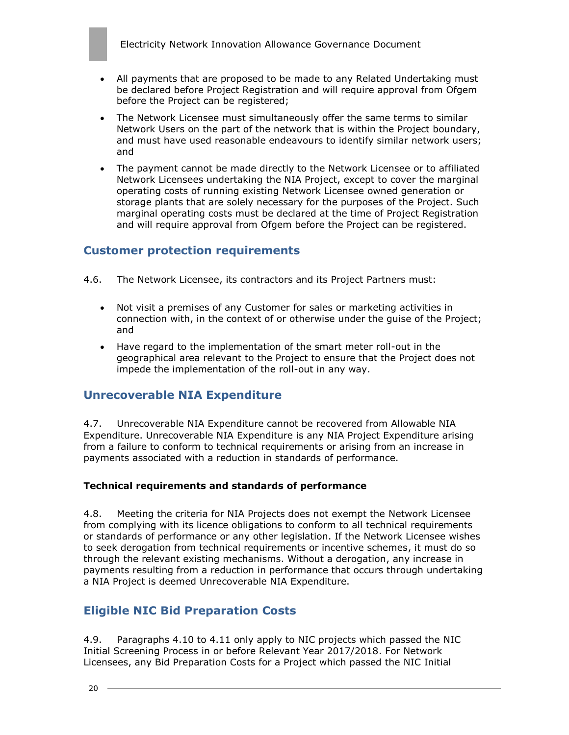- All payments that are proposed to be made to any Related Undertaking must be declared before Project Registration and will require approval from Ofgem before the Project can be registered;
- The Network Licensee must simultaneously offer the same terms to similar Network Users on the part of the network that is within the Project boundary, and must have used reasonable endeavours to identify similar network users; and
- The payment cannot be made directly to the Network Licensee or to affiliated Network Licensees undertaking the NIA Project, except to cover the marginal operating costs of running existing Network Licensee owned generation or storage plants that are solely necessary for the purposes of the Project. Such marginal operating costs must be declared at the time of Project Registration and will require approval from Ofgem before the Project can be registered.

## Customer protection requirements

4.6. The Network Licensee, its contractors and its Project Partners must:

- Not visit a premises of any Customer for sales or marketing activities in connection with, in the context of or otherwise under the guise of the Project; and
- Have regard to the implementation of the smart meter roll-out in the geographical area relevant to the Project to ensure that the Project does not impede the implementation of the roll-out in any way.

## Unrecoverable NIA Expenditure

4.7. Unrecoverable NIA Expenditure cannot be recovered from Allowable NIA Expenditure. Unrecoverable NIA Expenditure is any NIA Project Expenditure arising from a failure to conform to technical requirements or arising from an increase in payments associated with a reduction in standards of performance.

**Technical requirements and standards of performance**

4.8. Meeting the criteria for NIA Projects does not exempt the Network Licensee from complying with its licence obligations to conform to all technical requirements or standards of performance or any other legislation. If the Network Licensee wishes to seek derogation from technical requirements or incentive schemes, it must do so through the relevant existing mechanisms. Without a derogation, any increase in payments resulting from a reduction in performance that occurs through undertaking a NIA Project is deemed Unrecoverable NIA Expenditure.

## Eligible NIC Bid Preparation Costs

4.9. Paragraphs 4.10 to 4.11 only apply to NIC projects which passed the NIC Initial Screening Process in or before Relevant Year 2017/2018. For Network Licensees, any Bid Preparation Costs for a Project which passed the NIC Initial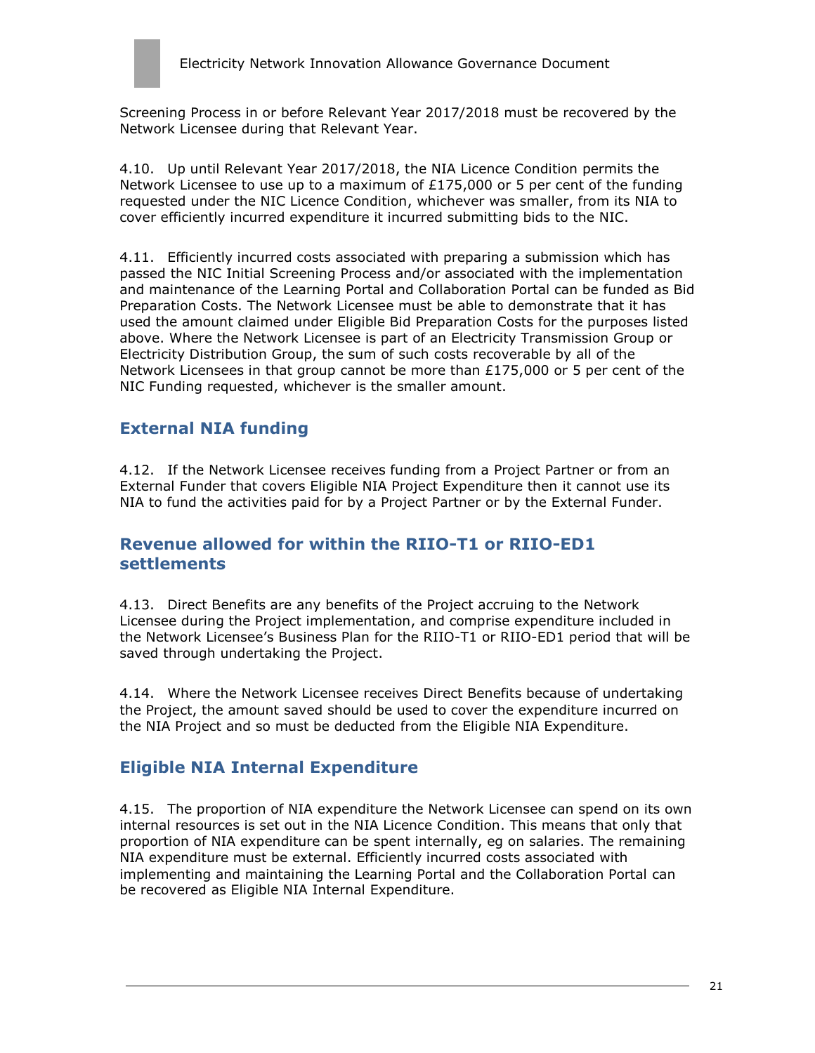Screening Process in or before Relevant Year 2017/2018 must be recovered by the Network Licensee during that Relevant Year.

4.10. Up until Relevant Year 2017/2018, the NIA Licence Condition permits the Network Licensee to use up to a maximum of £175,000 or 5 per cent of the funding requested under the NIC Licence Condition, whichever was smaller, from its NIA to cover efficiently incurred expenditure it incurred submitting bids to the NIC.

4.11. Efficiently incurred costs associated with preparing a submission which has passed the NIC Initial Screening Process and/or associated with the implementation and maintenance of the Learning Portal and Collaboration Portal can be funded as Bid Preparation Costs. The Network Licensee must be able to demonstrate that it has used the amount claimed under Eligible Bid Preparation Costs for the purposes listed above. Where the Network Licensee is part of an Electricity Transmission Group or Electricity Distribution Group, the sum of such costs recoverable by all of the Network Licensees in that group cannot be more than £175,000 or 5 per cent of the NIC Funding requested, whichever is the smaller amount.

## External NIA funding

4.12. If the Network Licensee receives funding from a Project Partner or from an External Funder that covers Eligible NIA Project Expenditure then it cannot use its NIA to fund the activities paid for by a Project Partner or by the External Funder.

## Revenue allowed for within the RIIO-T1 or RIIO-ED1 settlements

4.13. Direct Benefits are any benefits of the Project accruing to the Network Licensee during the Project implementation, and comprise expenditure included in the Network Licensee's Business Plan for the RIIO-T1 or RIIO-ED1 period that will be saved through undertaking the Project.

4.14. Where the Network Licensee receives Direct Benefits because of undertaking the Project, the amount saved should be used to cover the expenditure incurred on the NIA Project and so must be deducted from the Eligible NIA Expenditure.

## Eligible NIA Internal Expenditure

4.15. The proportion of NIA expenditure the Network Licensee can spend on its own internal resources is set out in the NIA Licence Condition. This means that only that proportion of NIA expenditure can be spent internally, eg on salaries. The remaining NIA expenditure must be external. Efficiently incurred costs associated with implementing and maintaining the Learning Portal and the Collaboration Portal can be recovered as Eligible NIA Internal Expenditure.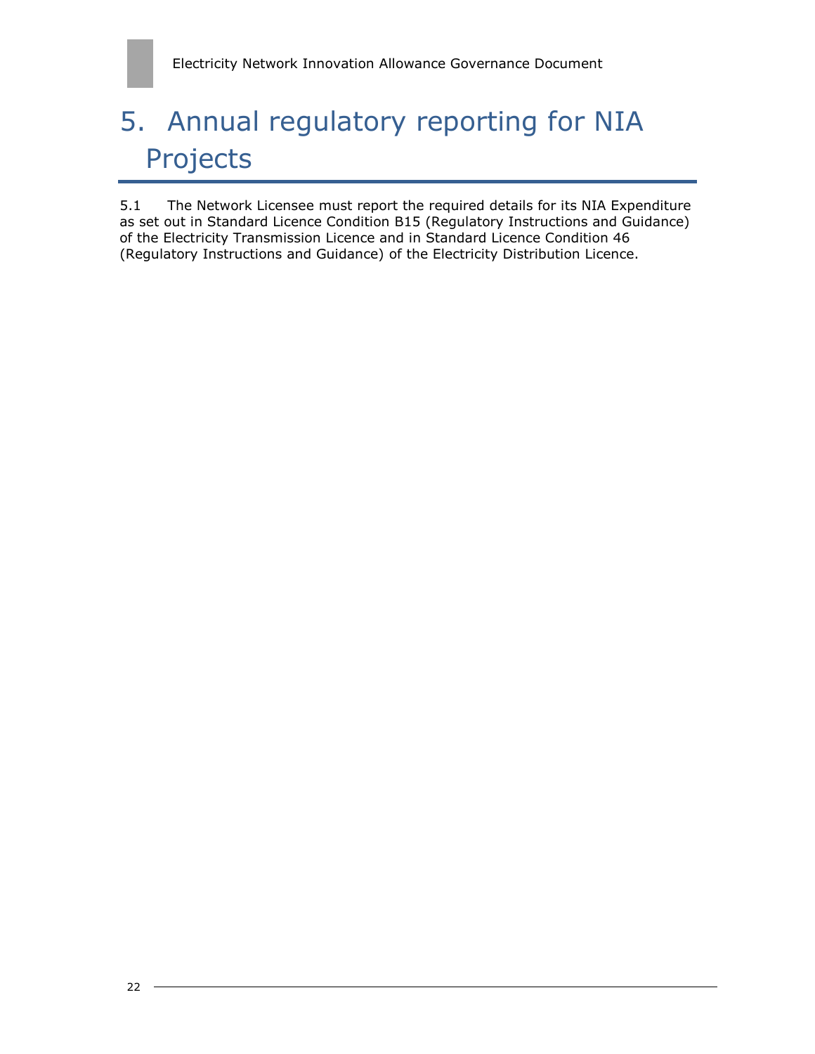# 5. Annual regulatory reporting for NIA Projects

5.1 The Network Licensee must report the required details for its NIA Expenditure as set out in Standard Licence Condition B15 (Regulatory Instructions and Guidance) of the Electricity Transmission Licence and in Standard Licence Condition 46 (Regulatory Instructions and Guidance) of the Electricity Distribution Licence.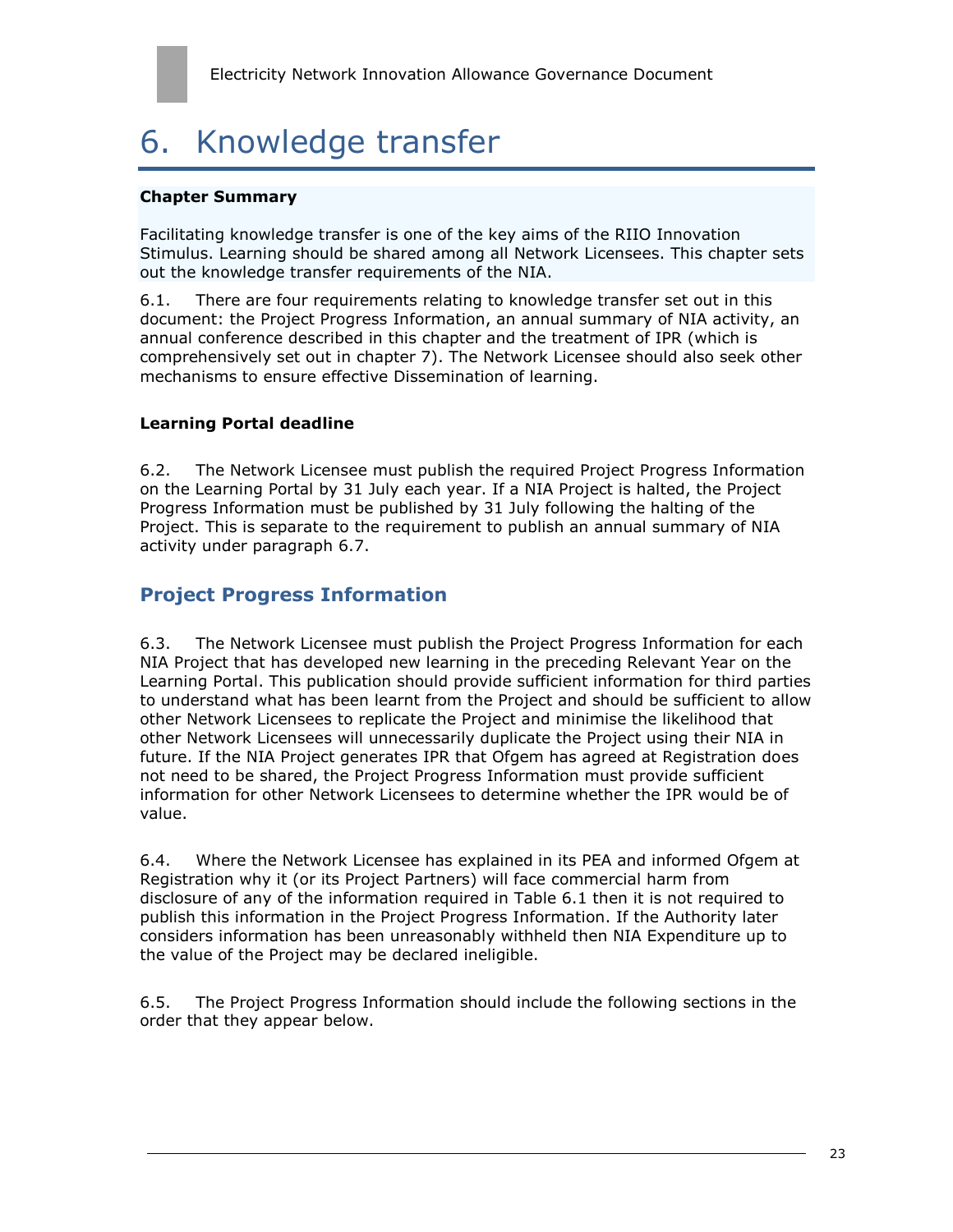# 6. Knowledge transfer

**Chapter Summary**

Facilitating knowledge transfer is one of the key aims of the RIIO Innovation Stimulus. Learning should be shared among all Network Licensees. This chapter sets out the knowledge transfer requirements of the NIA.

6.1. There are four requirements relating to knowledge transfer set out in this document: the Project Progress Information, an annual summary of NIA activity, an annual conference described in this chapter and the treatment of IPR (which is comprehensively set out in chapter 7). The Network Licensee should also seek other mechanisms to ensure effective Dissemination of learning.

**Learning Portal deadline**

6.2. The Network Licensee must publish the required Project Progress Information on the Learning Portal by 31 July each year. If a NIA Project is halted, the Project Progress Information must be published by 31 July following the halting of the Project. This is separate to the requirement to publish an annual summary of NIA activity under paragraph 6.7.

## Project Progress Information

6.3. The Network Licensee must publish the Project Progress Information for each NIA Project that has developed new learning in the preceding Relevant Year on the Learning Portal. This publication should provide sufficient information for third parties to understand what has been learnt from the Project and should be sufficient to allow other Network Licensees to replicate the Project and minimise the likelihood that other Network Licensees will unnecessarily duplicate the Project using their NIA in future. If the NIA Project generates IPR that Ofgem has agreed at Registration does not need to be shared, the Project Progress Information must provide sufficient information for other Network Licensees to determine whether the IPR would be of value.

6.4. Where the Network Licensee has explained in its PEA and informed Ofgem at Registration why it (or its Project Partners) will face commercial harm from disclosure of any of the information required in Table 6.1 then it is not required to publish this information in the Project Progress Information. If the Authority later considers information has been unreasonably withheld then NIA Expenditure up to the value of the Project may be declared ineligible.

6.5. The Project Progress Information should include the following sections in the order that they appear below.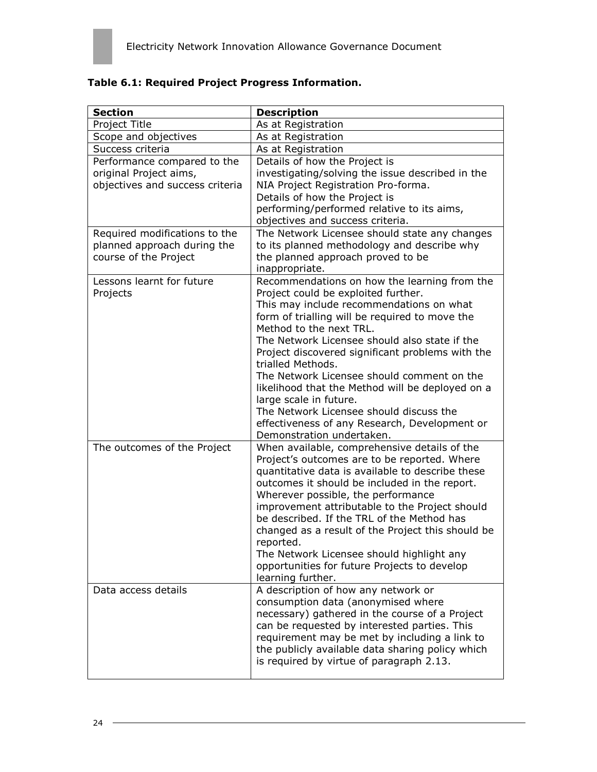**Table 6.1: Required Project Progress Information.**

| Section | Description |
| --- | --- |
| Project Title | As at Registration |
| Scope and objectives | As at Registration |
| Success criteria | As at Registration |
| Performance compared to the original Project aims, objectives and success criteria | Details of how the Project is investigating/solving the issue described in the NIA Project Registration Pro-forma.<br>Details of how the Project is performing/performed relative to its aims, objectives and success criteria. |
| Required modifications to the planned approach during the course of the Project | The Network Licensee should state any changes to its planned methodology and describe why the planned approach proved to be inappropriate. |
| Lessons learnt for future Projects | Recommendations on how the learning from the Project could be exploited further.<br>This may include recommendations on what form of trialling will be required to move the Method to the next TRL.<br>The Network Licensee should also state if the Project discovered significant problems with the trialled Methods.<br>The Network Licensee should comment on the likelihood that the Method will be deployed on a large scale in future.<br>The Network Licensee should discuss the effectiveness of any Research, Development or Demonstration undertaken. |
| The outcomes of the Project | When available, comprehensive details of the Project's outcomes are to be reported. Where quantitative data is available to describe these outcomes it should be included in the report. Wherever possible, the performance improvement attributable to the Project should be described. If the TRL of the Method has changed as a result of the Project this should be reported.<br>The Network Licensee should highlight any opportunities for future Projects to develop learning further. |
| Data access details | A description of how any network or consumption data (anonymised where necessary) gathered in the course of a Project can be requested by interested parties. This requirement may be met by including a link to the publicly available data sharing policy which is required by virtue of paragraph 2.13. |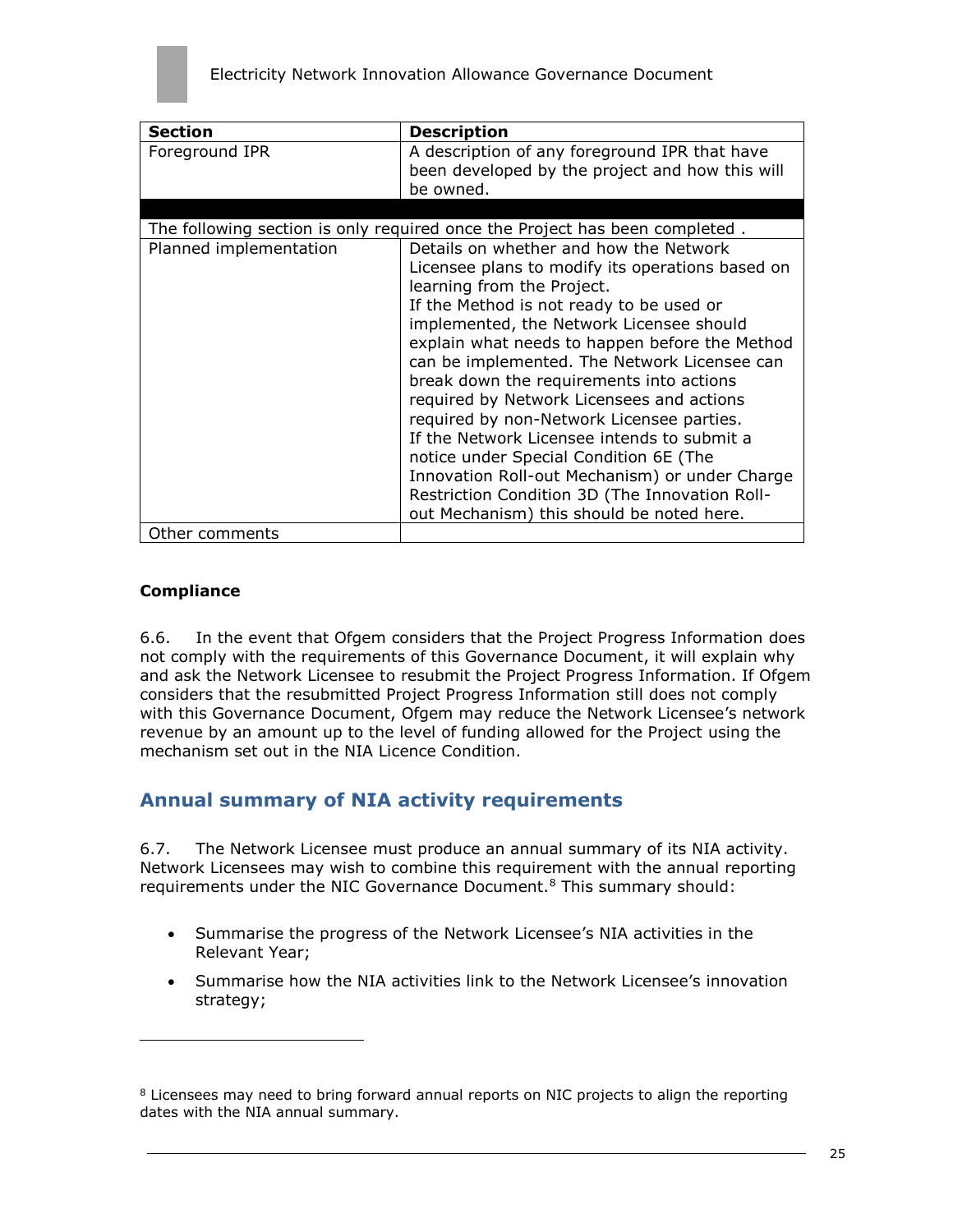| Section | Description |
|---|---|
| Foreground IPR | A description of any foreground IPR that have been developed by the project and how this will be owned. |
| | |
| The following section is only required once the Project has been completed . | |
| Planned implementation | Details on whether and how the Network Licensee plans to modify its operations based on learning from the Project. If the Method is not ready to be used or implemented, the Network Licensee should explain what needs to happen before the Method can be implemented. The Network Licensee can break down the requirements into actions required by Network Licensees and actions required by non-Network Licensee parties. If the Network Licensee intends to submit a notice under Special Condition 6E (The Innovation Roll-out Mechanism) or under Charge Restriction Condition 3D (The Innovation Roll-out Mechanism) this should be noted here. |
| Other comments | |

**Compliance**

6.6. In the event that Ofgem considers that the Project Progress Information does not comply with the requirements of this Governance Document, it will explain why and ask the Network Licensee to resubmit the Project Progress Information. If Ofgem considers that the resubmitted Project Progress Information still does not comply with this Governance Document, Ofgem may reduce the Network Licensee's network revenue by an amount up to the level of funding allowed for the Project using the mechanism set out in the NIA Licence Condition.

## Annual summary of NIA activity requirements

6.7. The Network Licensee must produce an annual summary of its NIA activity. Network Licensees may wish to combine this requirement with the annual reporting requirements under the NIC Governance Document.[8] This summary should:

- Summarise the progress of the Network Licensee's NIA activities in the Relevant Year;
- Summarise how the NIA activities link to the Network Licensee's innovation strategy;

[8] Licensees may need to bring forward annual reports on NIC projects to align the reporting dates with the NIA annual summary.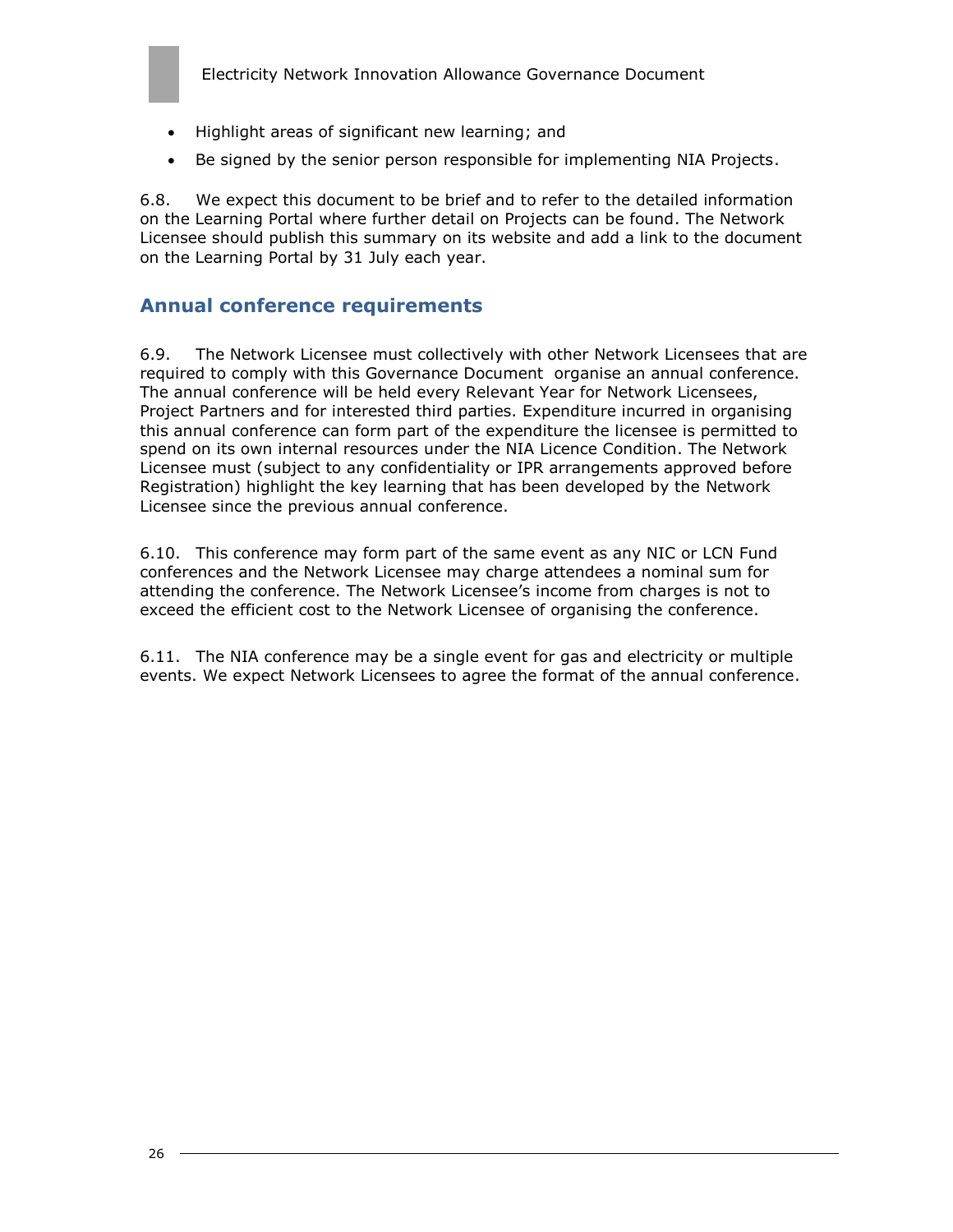- Highlight areas of significant new learning; and
- Be signed by the senior person responsible for implementing NIA Projects.

6.8. We expect this document to be brief and to refer to the detailed information on the Learning Portal where further detail on Projects can be found. The Network Licensee should publish this summary on its website and add a link to the document on the Learning Portal by 31 July each year.

## Annual conference requirements

6.9. The Network Licensee must collectively with other Network Licensees that are required to comply with this Governance Document organise an annual conference. The annual conference will be held every Relevant Year for Network Licensees, Project Partners and for interested third parties. Expenditure incurred in organising this annual conference can form part of the expenditure the licensee is permitted to spend on its own internal resources under the NIA Licence Condition. The Network Licensee must (subject to any confidentiality or IPR arrangements approved before Registration) highlight the key learning that has been developed by the Network Licensee since the previous annual conference.

6.10. This conference may form part of the same event as any NIC or LCN Fund conferences and the Network Licensee may charge attendees a nominal sum for attending the conference. The Network Licensee's income from charges is not to exceed the efficient cost to the Network Licensee of organising the conference.

6.11. The NIA conference may be a single event for gas and electricity or multiple events. We expect Network Licensees to agree the format of the annual conference.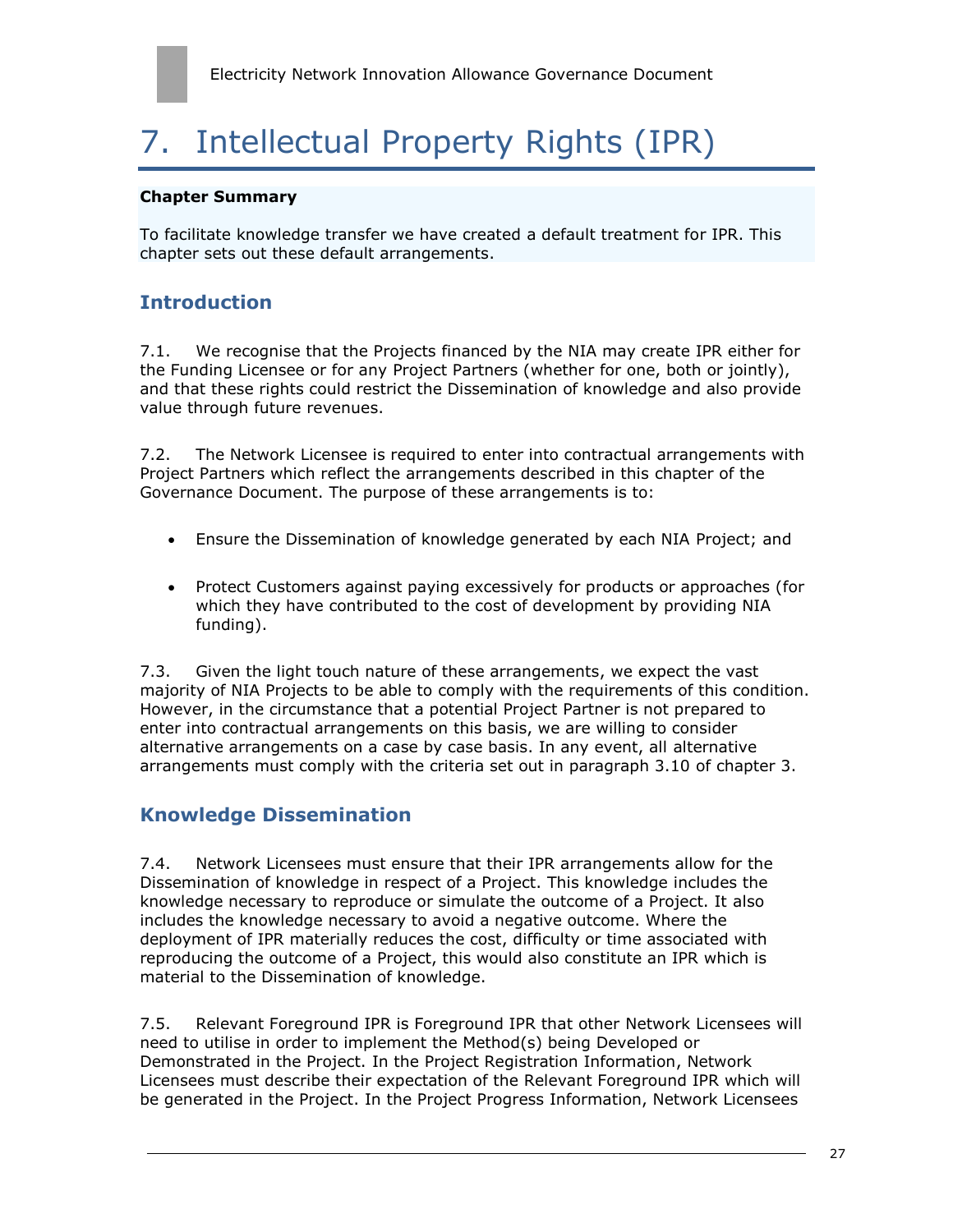# 7. Intellectual Property Rights (IPR)

**Chapter Summary**

To facilitate knowledge transfer we have created a default treatment for IPR. This chapter sets out these default arrangements.

## Introduction

7.1. We recognise that the Projects financed by the NIA may create IPR either for the Funding Licensee or for any Project Partners (whether for one, both or jointly), and that these rights could restrict the Dissemination of knowledge and also provide value through future revenues.

7.2. The Network Licensee is required to enter into contractual arrangements with Project Partners which reflect the arrangements described in this chapter of the Governance Document. The purpose of these arrangements is to:

- Ensure the Dissemination of knowledge generated by each NIA Project; and
- Protect Customers against paying excessively for products or approaches (for which they have contributed to the cost of development by providing NIA funding).

7.3. Given the light touch nature of these arrangements, we expect the vast majority of NIA Projects to be able to comply with the requirements of this condition. However, in the circumstance that a potential Project Partner is not prepared to enter into contractual arrangements on this basis, we are willing to consider alternative arrangements on a case by case basis. In any event, all alternative arrangements must comply with the criteria set out in paragraph 3.10 of chapter 3.

## Knowledge Dissemination

7.4. Network Licensees must ensure that their IPR arrangements allow for the Dissemination of knowledge in respect of a Project. This knowledge includes the knowledge necessary to reproduce or simulate the outcome of a Project. It also includes the knowledge necessary to avoid a negative outcome. Where the deployment of IPR materially reduces the cost, difficulty or time associated with reproducing the outcome of a Project, this would also constitute an IPR which is material to the Dissemination of knowledge.

7.5. Relevant Foreground IPR is Foreground IPR that other Network Licensees will need to utilise in order to implement the Method(s) being Developed or Demonstrated in the Project. In the Project Registration Information, Network Licensees must describe their expectation of the Relevant Foreground IPR which will be generated in the Project. In the Project Progress Information, Network Licensees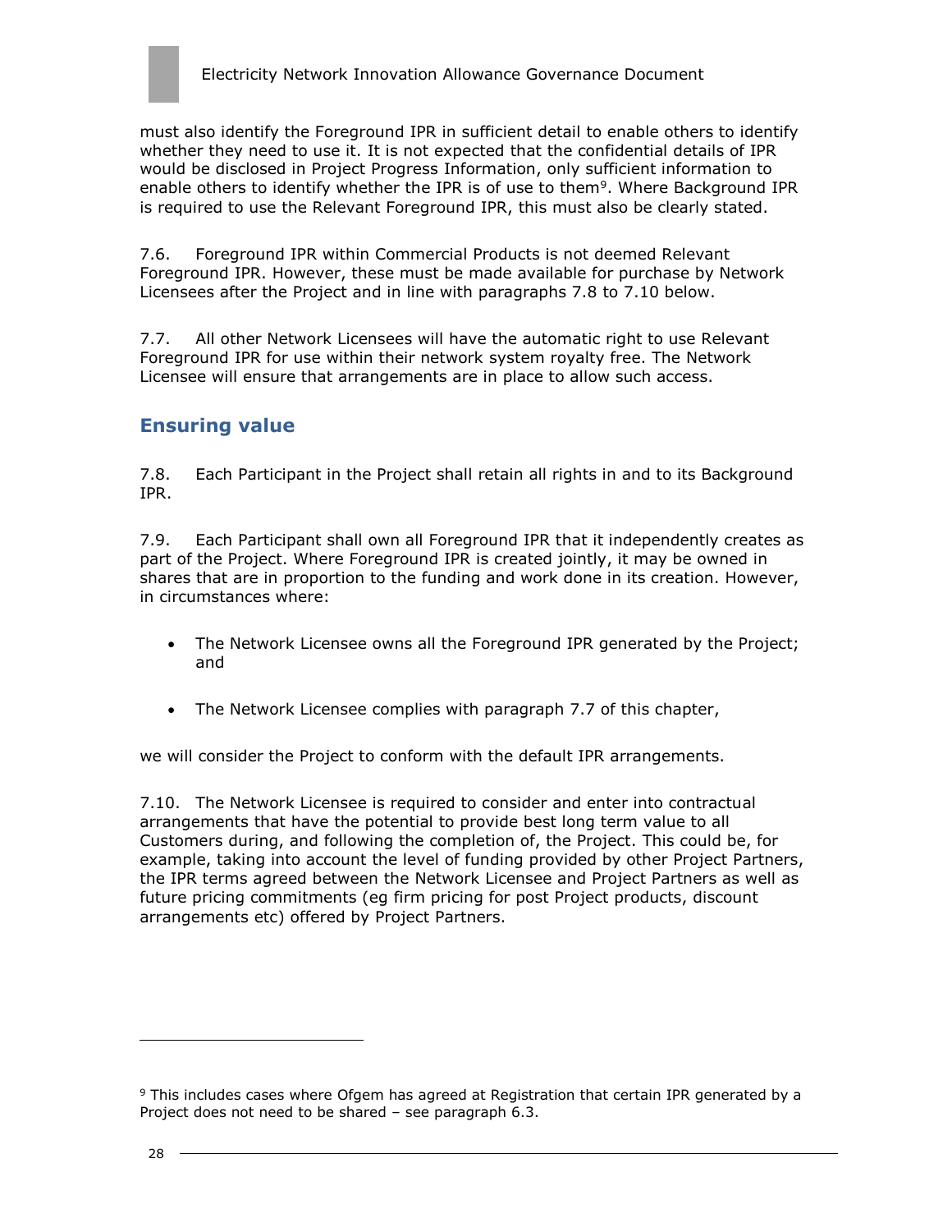must also identify the Foreground IPR in sufficient detail to enable others to identify whether they need to use it. It is not expected that the confidential details of IPR would be disclosed in Project Progress Information, only sufficient information to enable others to identify whether the IPR is of use to them[9]. Where Background IPR is required to use the Relevant Foreground IPR, this must also be clearly stated.

7.6. Foreground IPR within Commercial Products is not deemed Relevant Foreground IPR. However, these must be made available for purchase by Network Licensees after the Project and in line with paragraphs 7.8 to 7.10 below.

7.7. All other Network Licensees will have the automatic right to use Relevant Foreground IPR for use within their network system royalty free. The Network Licensee will ensure that arrangements are in place to allow such access.

## Ensuring value

7.8. Each Participant in the Project shall retain all rights in and to its Background IPR.

7.9. Each Participant shall own all Foreground IPR that it independently creates as part of the Project. Where Foreground IPR is created jointly, it may be owned in shares that are in proportion to the funding and work done in its creation. However, in circumstances where:

- The Network Licensee owns all the Foreground IPR generated by the Project; and

- The Network Licensee complies with paragraph 7.7 of this chapter,

we will consider the Project to conform with the default IPR arrangements.

7.10. The Network Licensee is required to consider and enter into contractual arrangements that have the potential to provide best long term value to all Customers during, and following the completion of, the Project. This could be, for example, taking into account the level of funding provided by other Project Partners, the IPR terms agreed between the Network Licensee and Project Partners as well as future pricing commitments (eg firm pricing for post Project products, discount arrangements etc) offered by Project Partners.

[9] This includes cases where Ofgem has agreed at Registration that certain IPR generated by a Project does not need to be shared – see paragraph 6.3.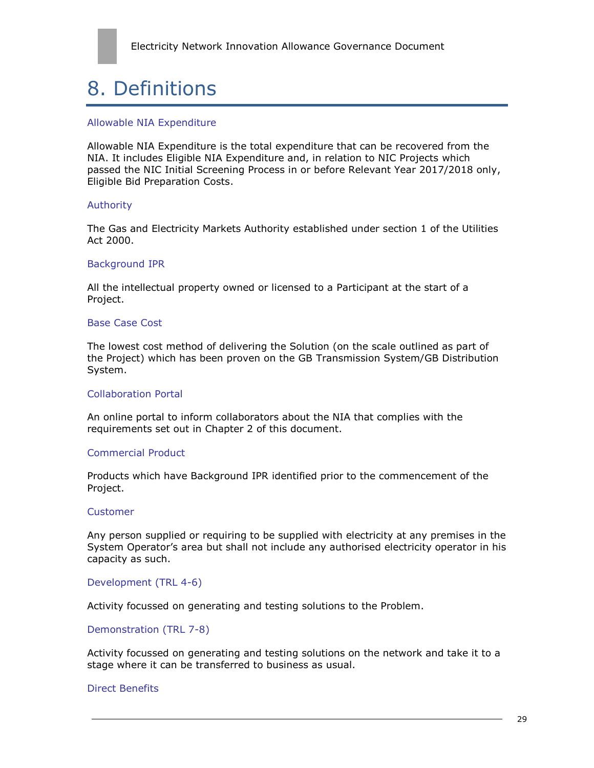# 8. Definitions

### Allowable NIA Expenditure

Allowable NIA Expenditure is the total expenditure that can be recovered from the NIA. It includes Eligible NIA Expenditure and, in relation to NIC Projects which passed the NIC Initial Screening Process in or before Relevant Year 2017/2018 only, Eligible Bid Preparation Costs.

### Authority

The Gas and Electricity Markets Authority established under section 1 of the Utilities Act 2000.

### Background IPR

All the intellectual property owned or licensed to a Participant at the start of a Project.

### Base Case Cost

The lowest cost method of delivering the Solution (on the scale outlined as part of the Project) which has been proven on the GB Transmission System/GB Distribution System.

### Collaboration Portal

An online portal to inform collaborators about the NIA that complies with the requirements set out in Chapter 2 of this document.

### Commercial Product

Products which have Background IPR identified prior to the commencement of the Project.

### Customer

Any person supplied or requiring to be supplied with electricity at any premises in the System Operator's area but shall not include any authorised electricity operator in his capacity as such.

### Development (TRL 4-6)

Activity focussed on generating and testing solutions to the Problem.

### Demonstration (TRL 7-8)

Activity focussed on generating and testing solutions on the network and take it to a stage where it can be transferred to business as usual.

### Direct Benefits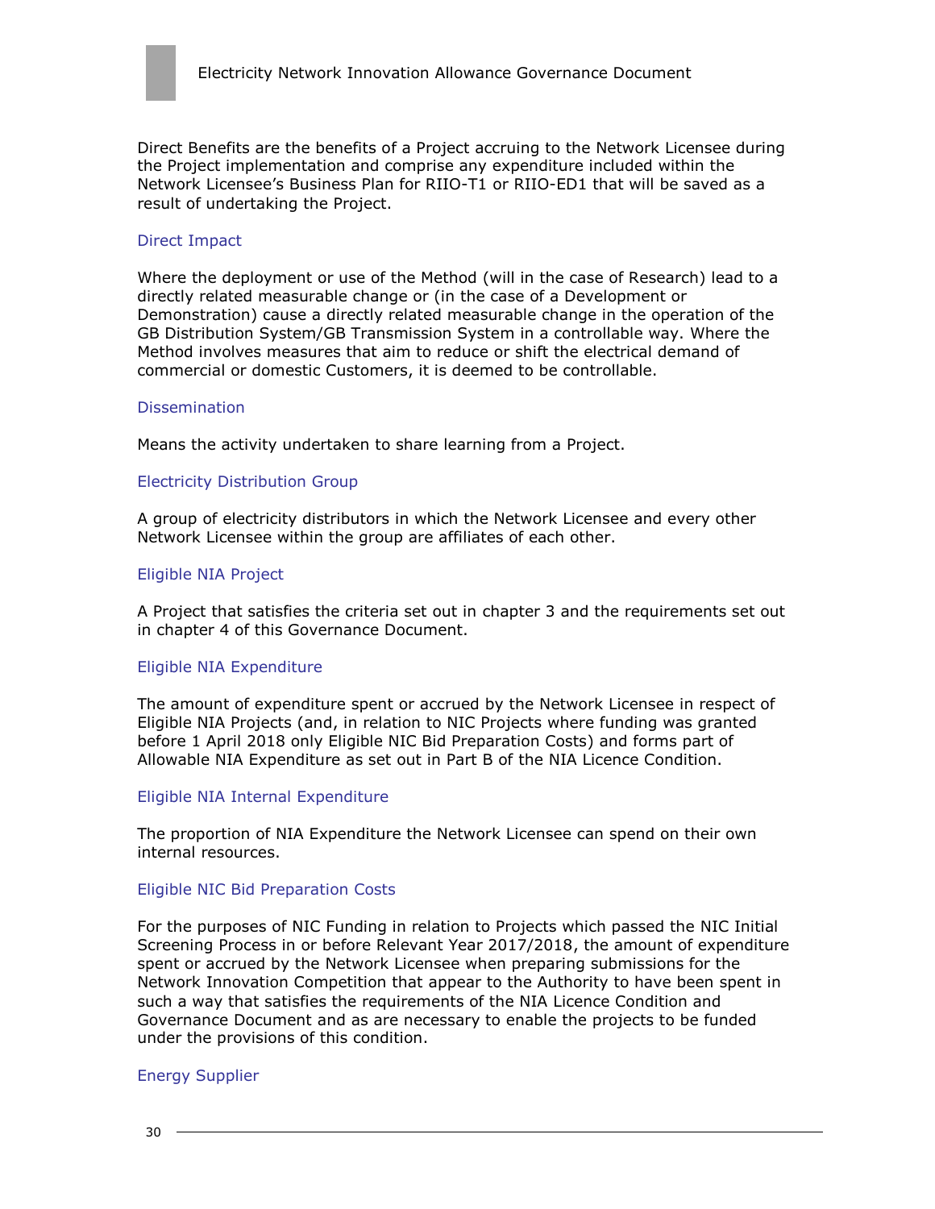Direct Benefits are the benefits of a Project accruing to the Network Licensee during the Project implementation and comprise any expenditure included within the Network Licensee's Business Plan for RIIO-T1 or RIIO-ED1 that will be saved as a result of undertaking the Project.

### Direct Impact

Where the deployment or use of the Method (will in the case of Research) lead to a directly related measurable change or (in the case of a Development or Demonstration) cause a directly related measurable change in the operation of the GB Distribution System/GB Transmission System in a controllable way. Where the Method involves measures that aim to reduce or shift the electrical demand of commercial or domestic Customers, it is deemed to be controllable.

### Dissemination

Means the activity undertaken to share learning from a Project.

### Electricity Distribution Group

A group of electricity distributors in which the Network Licensee and every other Network Licensee within the group are affiliates of each other.

### Eligible NIA Project

A Project that satisfies the criteria set out in chapter 3 and the requirements set out in chapter 4 of this Governance Document.

### Eligible NIA Expenditure

The amount of expenditure spent or accrued by the Network Licensee in respect of Eligible NIA Projects (and, in relation to NIC Projects where funding was granted before 1 April 2018 only Eligible NIC Bid Preparation Costs) and forms part of Allowable NIA Expenditure as set out in Part B of the NIA Licence Condition.

### Eligible NIA Internal Expenditure

The proportion of NIA Expenditure the Network Licensee can spend on their own internal resources.

### Eligible NIC Bid Preparation Costs

For the purposes of NIC Funding in relation to Projects which passed the NIC Initial Screening Process in or before Relevant Year 2017/2018, the amount of expenditure spent or accrued by the Network Licensee when preparing submissions for the Network Innovation Competition that appear to the Authority to have been spent in such a way that satisfies the requirements of the NIA Licence Condition and Governance Document and as are necessary to enable the projects to be funded under the provisions of this condition.

### Energy Supplier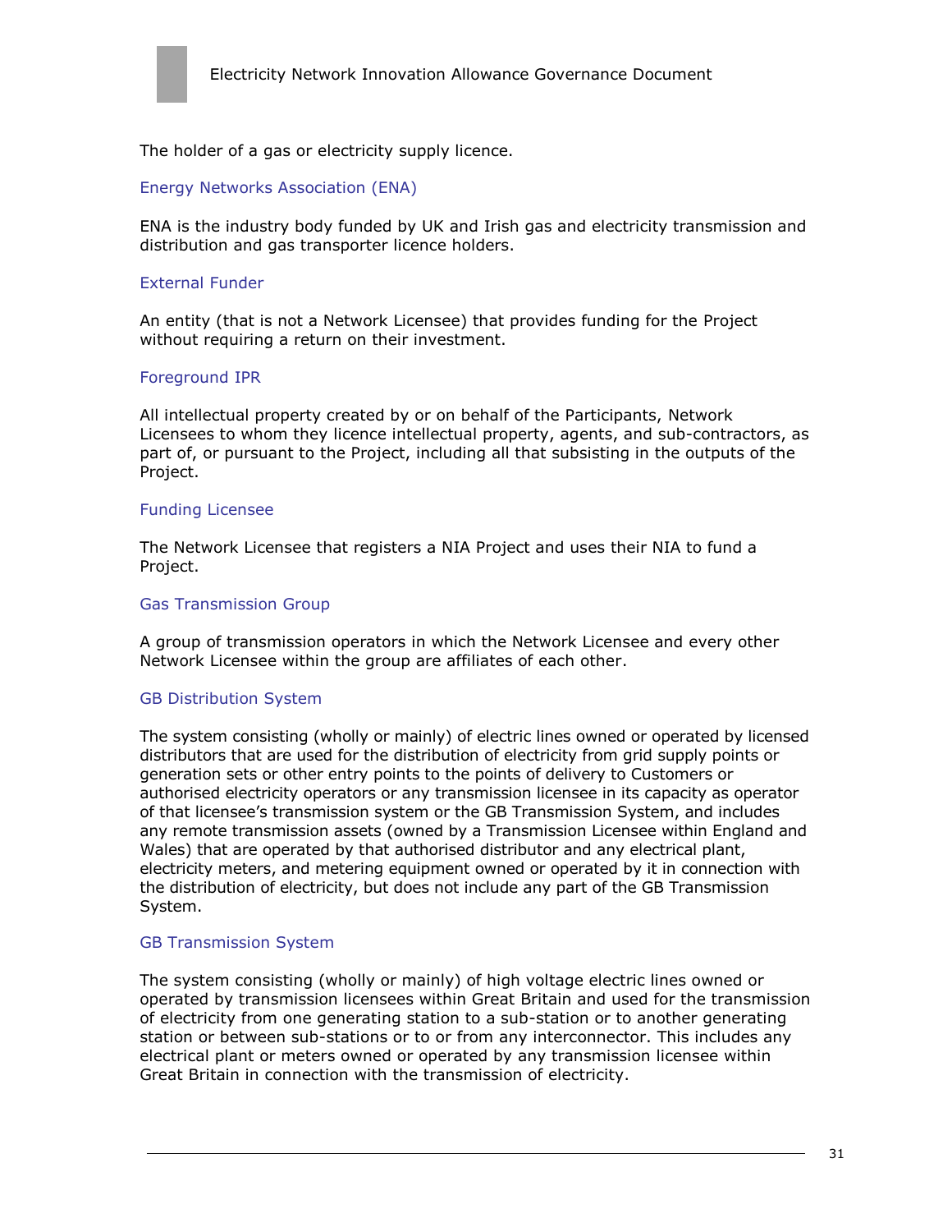The holder of a gas or electricity supply licence.

### Energy Networks Association (ENA)

ENA is the industry body funded by UK and Irish gas and electricity transmission and distribution and gas transporter licence holders.

### External Funder

An entity (that is not a Network Licensee) that provides funding for the Project without requiring a return on their investment.

### Foreground IPR

All intellectual property created by or on behalf of the Participants, Network Licensees to whom they licence intellectual property, agents, and sub-contractors, as part of, or pursuant to the Project, including all that subsisting in the outputs of the Project.

### Funding Licensee

The Network Licensee that registers a NIA Project and uses their NIA to fund a Project.

### Gas Transmission Group

A group of transmission operators in which the Network Licensee and every other Network Licensee within the group are affiliates of each other.

### GB Distribution System

The system consisting (wholly or mainly) of electric lines owned or operated by licensed distributors that are used for the distribution of electricity from grid supply points or generation sets or other entry points to the points of delivery to Customers or authorised electricity operators or any transmission licensee in its capacity as operator of that licensee's transmission system or the GB Transmission System, and includes any remote transmission assets (owned by a Transmission Licensee within England and Wales) that are operated by that authorised distributor and any electrical plant, electricity meters, and metering equipment owned or operated by it in connection with the distribution of electricity, but does not include any part of the GB Transmission System.

### GB Transmission System

The system consisting (wholly or mainly) of high voltage electric lines owned or operated by transmission licensees within Great Britain and used for the transmission of electricity from one generating station to a sub-station or to another generating station or between sub-stations or to or from any interconnector. This includes any electrical plant or meters owned or operated by any transmission licensee within Great Britain in connection with the transmission of electricity.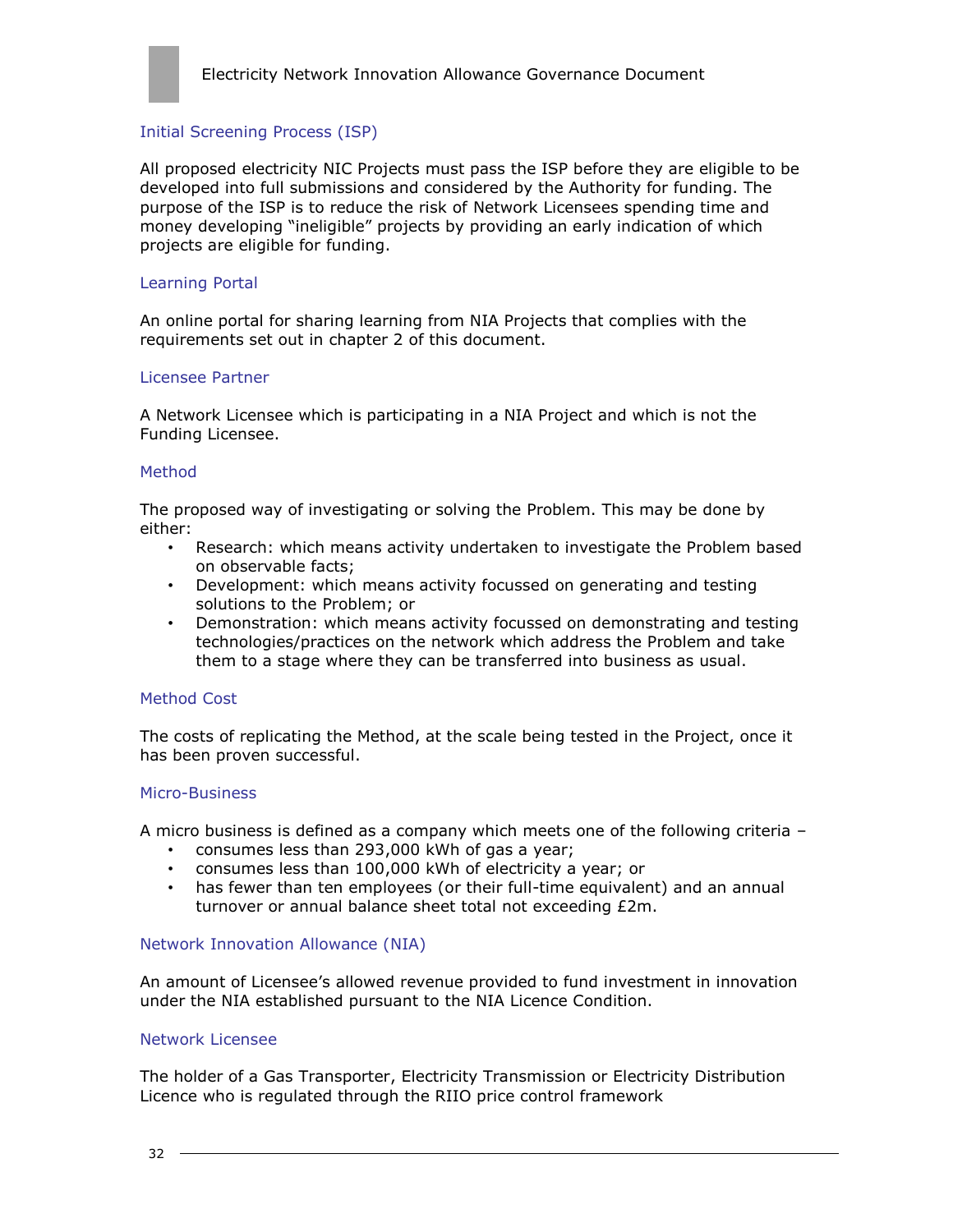### Initial Screening Process (ISP)

All proposed electricity NIC Projects must pass the ISP before they are eligible to be developed into full submissions and considered by the Authority for funding. The purpose of the ISP is to reduce the risk of Network Licensees spending time and money developing "ineligible" projects by providing an early indication of which projects are eligible for funding.

### Learning Portal

An online portal for sharing learning from NIA Projects that complies with the requirements set out in chapter 2 of this document.

### Licensee Partner

A Network Licensee which is participating in a NIA Project and which is not the Funding Licensee.

### Method

The proposed way of investigating or solving the Problem. This may be done by either:

- Research: which means activity undertaken to investigate the Problem based on observable facts;
- Development: which means activity focussed on generating and testing solutions to the Problem; or
- Demonstration: which means activity focussed on demonstrating and testing technologies/practices on the network which address the Problem and take them to a stage where they can be transferred into business as usual.

### Method Cost

The costs of replicating the Method, at the scale being tested in the Project, once it has been proven successful.

### Micro-Business

A micro business is defined as a company which meets one of the following criteria –

- consumes less than 293,000 kWh of gas a year;
- consumes less than 100,000 kWh of electricity a year; or
- has fewer than ten employees (or their full-time equivalent) and an annual turnover or annual balance sheet total not exceeding £2m.

### Network Innovation Allowance (NIA)

An amount of Licensee's allowed revenue provided to fund investment in innovation under the NIA established pursuant to the NIA Licence Condition.

### Network Licensee

The holder of a Gas Transporter, Electricity Transmission or Electricity Distribution Licence who is regulated through the RIIO price control framework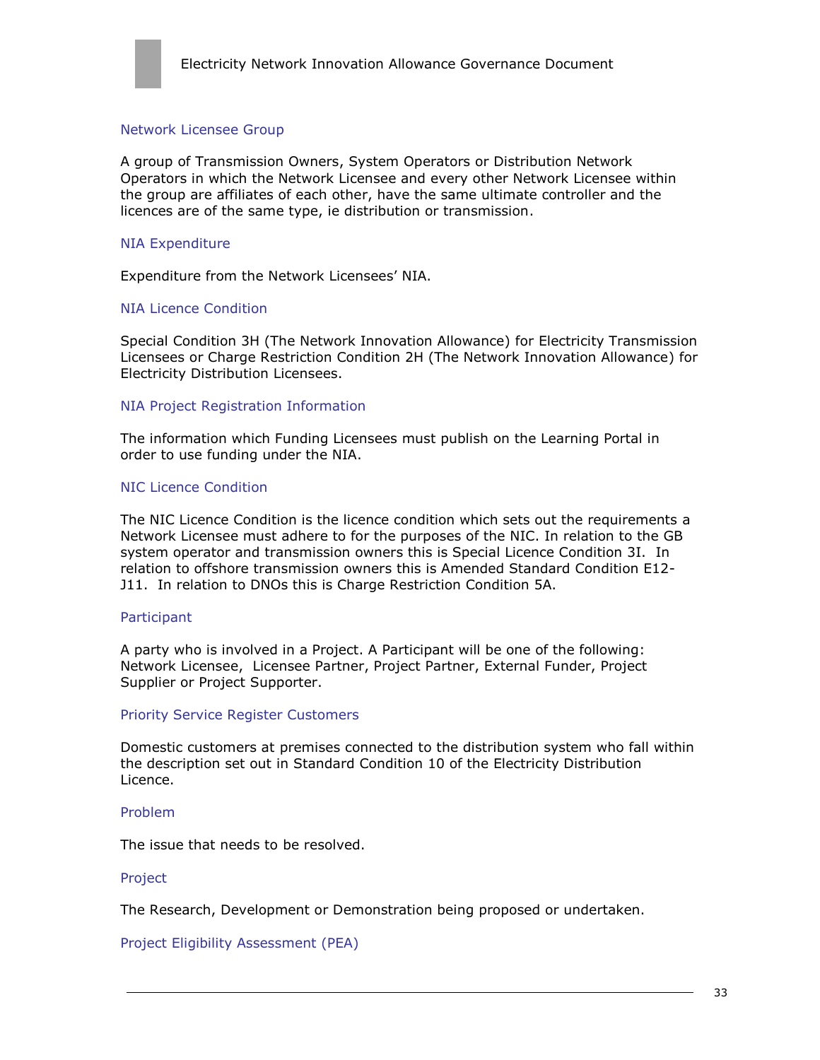### Network Licensee Group

A group of Transmission Owners, System Operators or Distribution Network Operators in which the Network Licensee and every other Network Licensee within the group are affiliates of each other, have the same ultimate controller and the licences are of the same type, ie distribution or transmission.

### NIA Expenditure

Expenditure from the Network Licensees' NIA.

### NIA Licence Condition

Special Condition 3H (The Network Innovation Allowance) for Electricity Transmission Licensees or Charge Restriction Condition 2H (The Network Innovation Allowance) for Electricity Distribution Licensees.

### NIA Project Registration Information

The information which Funding Licensees must publish on the Learning Portal in order to use funding under the NIA.

### NIC Licence Condition

The NIC Licence Condition is the licence condition which sets out the requirements a Network Licensee must adhere to for the purposes of the NIC. In relation to the GB system operator and transmission owners this is Special Licence Condition 3I. In relation to offshore transmission owners this is Amended Standard Condition E12-J11. In relation to DNOs this is Charge Restriction Condition 5A.

### Participant

A party who is involved in a Project. A Participant will be one of the following: Network Licensee, Licensee Partner, Project Partner, External Funder, Project Supplier or Project Supporter.

### Priority Service Register Customers

Domestic customers at premises connected to the distribution system who fall within the description set out in Standard Condition 10 of the Electricity Distribution Licence.

### Problem

The issue that needs to be resolved.

### Project

The Research, Development or Demonstration being proposed or undertaken.

### Project Eligibility Assessment (PEA)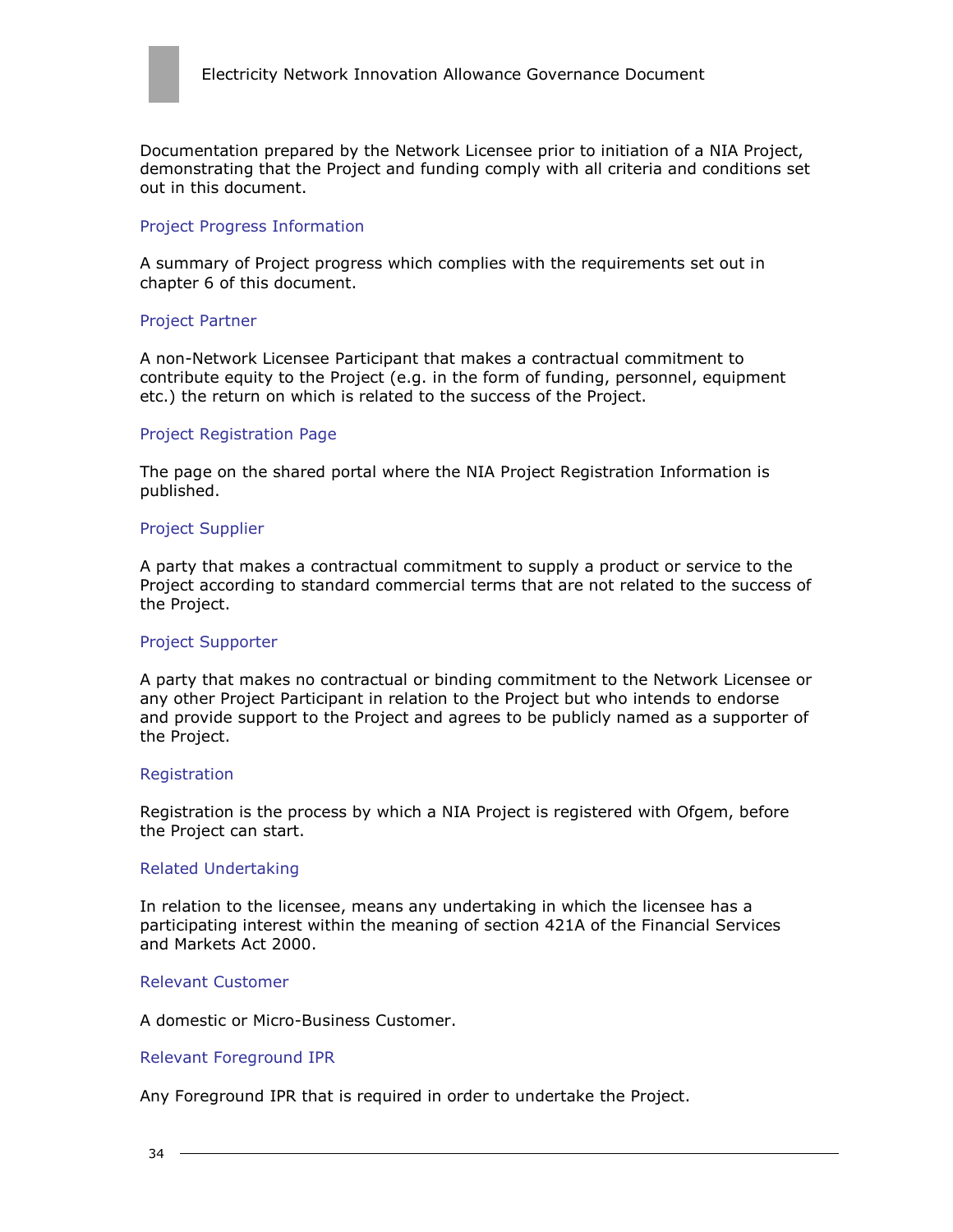Documentation prepared by the Network Licensee prior to initiation of a NIA Project, demonstrating that the Project and funding comply with all criteria and conditions set out in this document.

### Project Progress Information

A summary of Project progress which complies with the requirements set out in chapter 6 of this document.

### Project Partner

A non-Network Licensee Participant that makes a contractual commitment to contribute equity to the Project (e.g. in the form of funding, personnel, equipment etc.) the return on which is related to the success of the Project.

### Project Registration Page

The page on the shared portal where the NIA Project Registration Information is published.

### Project Supplier

A party that makes a contractual commitment to supply a product or service to the Project according to standard commercial terms that are not related to the success of the Project.

### Project Supporter

A party that makes no contractual or binding commitment to the Network Licensee or any other Project Participant in relation to the Project but who intends to endorse and provide support to the Project and agrees to be publicly named as a supporter of the Project.

### Registration

Registration is the process by which a NIA Project is registered with Ofgem, before the Project can start.

### Related Undertaking

In relation to the licensee, means any undertaking in which the licensee has a participating interest within the meaning of section 421A of the Financial Services and Markets Act 2000.

### Relevant Customer

A domestic or Micro-Business Customer.

### Relevant Foreground IPR

Any Foreground IPR that is required in order to undertake the Project.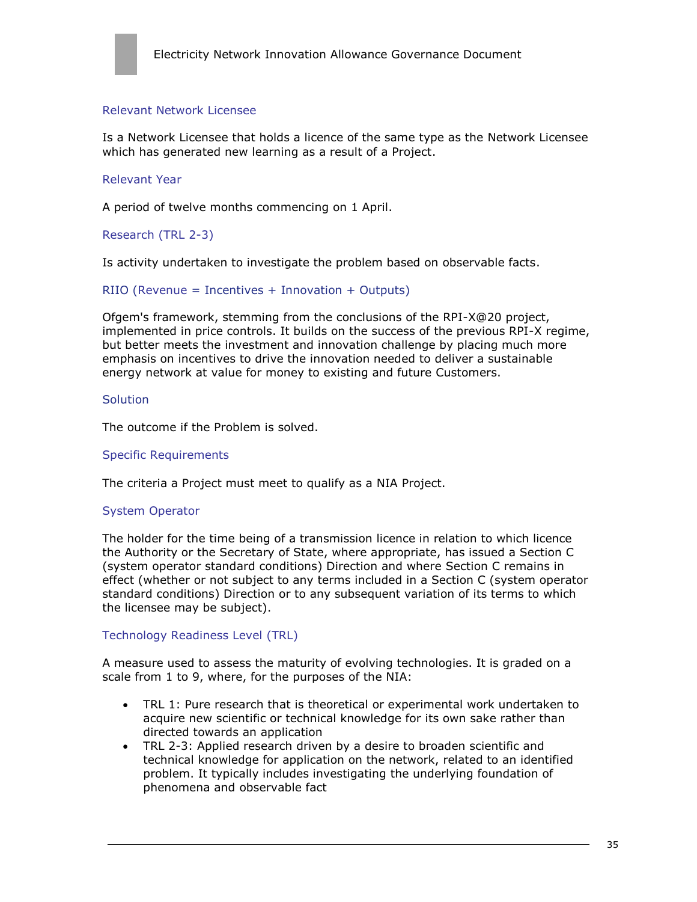### Relevant Network Licensee

Is a Network Licensee that holds a licence of the same type as the Network Licensee which has generated new learning as a result of a Project.

### Relevant Year

A period of twelve months commencing on 1 April.

### Research (TRL 2-3)

Is activity undertaken to investigate the problem based on observable facts.

### RIIO (Revenue = Incentives + Innovation + Outputs)

Ofgem's framework, stemming from the conclusions of the RPI-X@20 project, implemented in price controls. It builds on the success of the previous RPI-X regime, but better meets the investment and innovation challenge by placing much more emphasis on incentives to drive the innovation needed to deliver a sustainable energy network at value for money to existing and future Customers.

### Solution

The outcome if the Problem is solved.

### Specific Requirements

The criteria a Project must meet to qualify as a NIA Project.

### System Operator

The holder for the time being of a transmission licence in relation to which licence the Authority or the Secretary of State, where appropriate, has issued a Section C (system operator standard conditions) Direction and where Section C remains in effect (whether or not subject to any terms included in a Section C (system operator standard conditions) Direction or to any subsequent variation of its terms to which the licensee may be subject).

### Technology Readiness Level (TRL)

A measure used to assess the maturity of evolving technologies. It is graded on a scale from 1 to 9, where, for the purposes of the NIA:

- TRL 1: Pure research that is theoretical or experimental work undertaken to acquire new scientific or technical knowledge for its own sake rather than directed towards an application
- TRL 2-3: Applied research driven by a desire to broaden scientific and technical knowledge for application on the network, related to an identified problem. It typically includes investigating the underlying foundation of phenomena and observable fact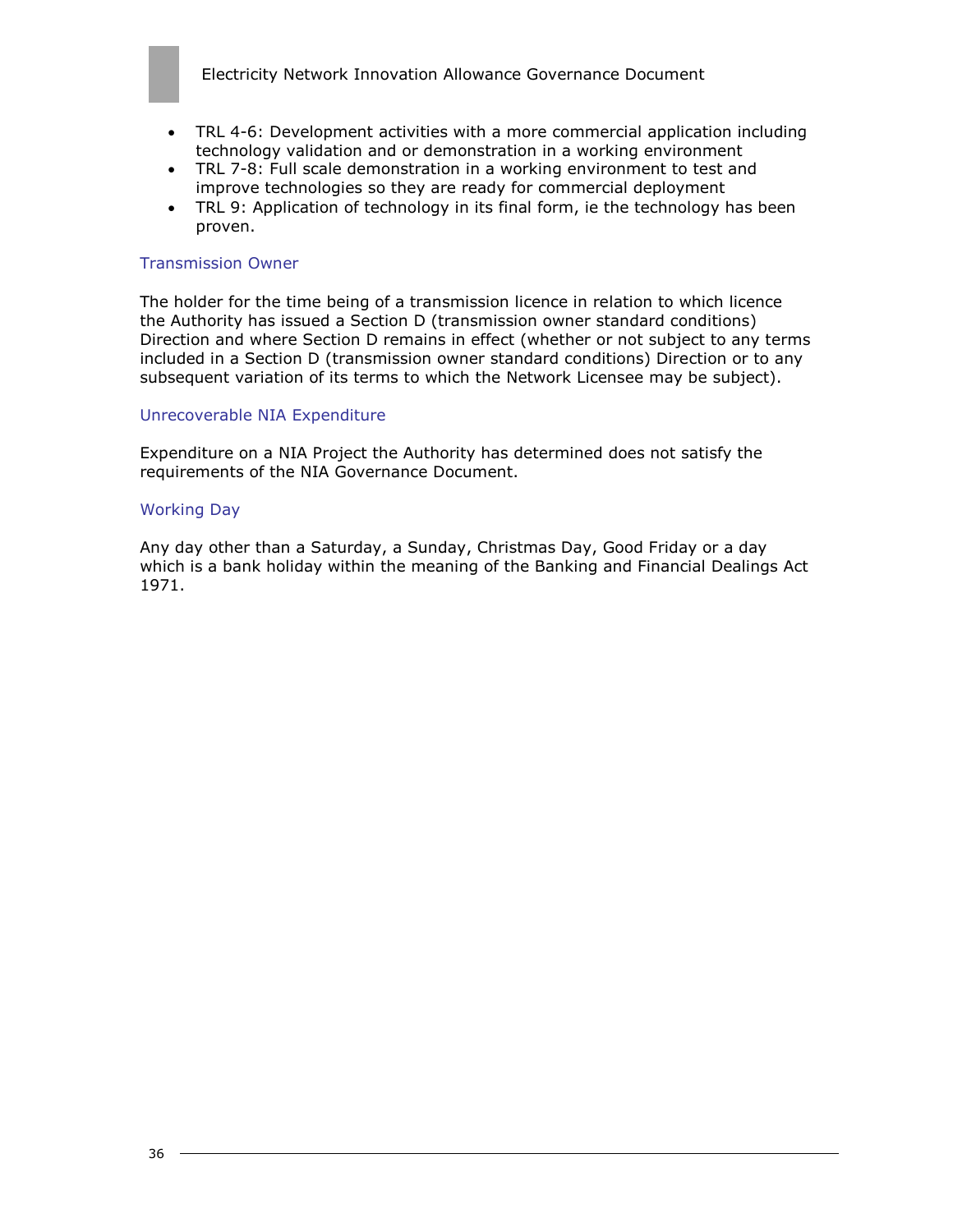- TRL 4-6: Development activities with a more commercial application including technology validation and or demonstration in a working environment
- TRL 7-8: Full scale demonstration in a working environment to test and improve technologies so they are ready for commercial deployment
- TRL 9: Application of technology in its final form, ie the technology has been proven.

### Transmission Owner

The holder for the time being of a transmission licence in relation to which licence the Authority has issued a Section D (transmission owner standard conditions) Direction and where Section D remains in effect (whether or not subject to any terms included in a Section D (transmission owner standard conditions) Direction or to any subsequent variation of its terms to which the Network Licensee may be subject).

### Unrecoverable NIA Expenditure

Expenditure on a NIA Project the Authority has determined does not satisfy the requirements of the NIA Governance Document.

### Working Day

Any day other than a Saturday, a Sunday, Christmas Day, Good Friday or a day which is a bank holiday within the meaning of the Banking and Financial Dealings Act 1971.